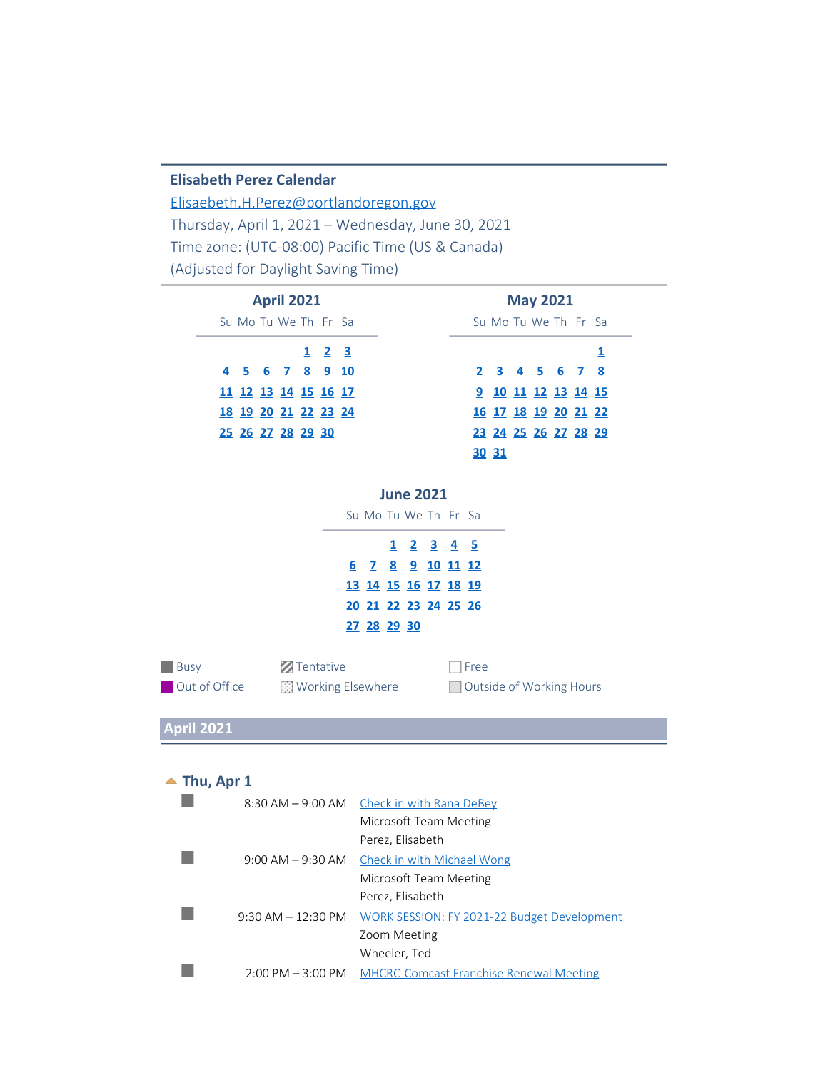## Elisabeth Perez Calendar

Elisaebeth.H.Perez@portlandoregon.gov

Thursday, April 1, 2021 – Wednesday, June 30, 2021

Time zone: (UTC-08:00) Pacific Time (US & Canada)

(Adjusted for Daylight Saving Time)

**April 2021**

| Su | Mo | Tu | We | Th | Fr | Sa |
|---|---|---|---|---|---|---|
| | | | | 1 | 2 | 3 |
| 4 | 5 | 6 | 7 | 8 | 9 | 10 |
| 11 | 12 | 13 | 14 | 15 | 16 | 17 |
| 18 | 19 | 20 | 21 | 22 | 23 | 24 |
| 25 | 26 | 27 | 28 | 29 | 30 | |

**May 2021**

| Su | Mo | Tu | We | Th | Fr | Sa |
|---|---|---|---|---|---|---|
| | | | | | | 1 |
| 2 | 3 | 4 | 5 | 6 | 7 | 8 |
| 9 | 10 | 11 | 12 | 13 | 14 | 15 |
| 16 | 17 | 18 | 19 | 20 | 21 | 22 |
| 23 | 24 | 25 | 26 | 27 | 28 | 29 |
| 30 | 31 | | | | | |

**June 2021**

| Su | Mo | Tu | We | Th | Fr | Sa |
|---|---|---|---|---|---|---|
| | | 1 | 2 | 3 | 4 | 5 |
| 6 | 7 | 8 | 9 | 10 | 11 | 12 |
| 13 | 14 | 15 | 16 | 17 | 18 | 19 |
| 20 | 21 | 22 | 23 | 24 | 25 | 26 |
| 27 | 28 | 29 | 30 | | | |

Busy | Tentative | Free
Out of Office | Working Elsewhere | Outside of Working Hours

## April 2021

### Thu, Apr 1

8:30 AM – 9:00 AM — Check in with Rana DeBey
Microsoft Team Meeting
Perez, Elisabeth

9:00 AM – 9:30 AM — Check in with Michael Wong
Microsoft Team Meeting
Perez, Elisabeth

9:30 AM – 12:30 PM — WORK SESSION: FY 2021-22 Budget Development
Zoom Meeting
Wheeler, Ted

2:00 PM – 3:00 PM — MHCRC-Comcast Franchise Renewal Meeting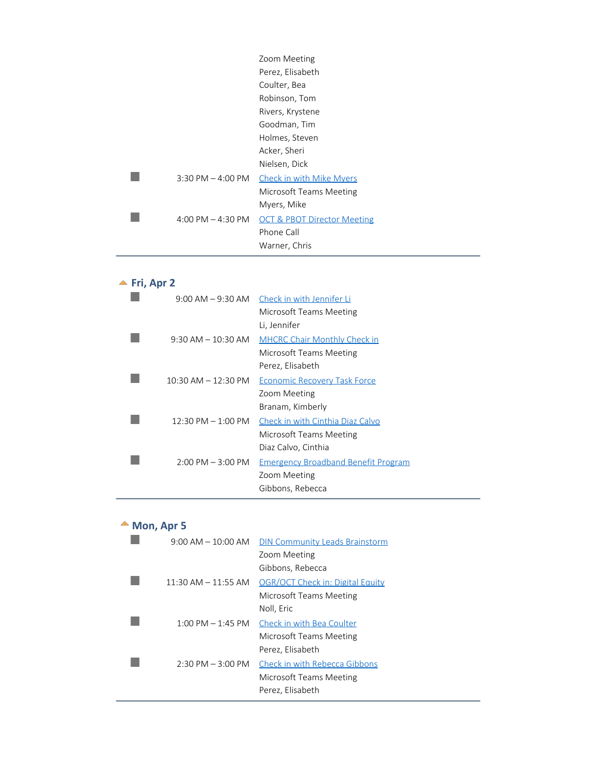Zoom Meeting
Perez, Elisabeth
Coulter, Bea
Robinson, Tom
Rivers, Krystene
Goodman, Tim
Holmes, Steven
Acker, Sheri
Nielsen, Dick

| | | |
|---|---|---|
| ■ | 3:30 PM – 4:00 PM | Check in with Mike Myers<br>Microsoft Teams Meeting<br>Myers, Mike |
| ■ | 4:00 PM – 4:30 PM | OCT & PBOT Director Meeting<br>Phone Call<br>Warner, Chris |

## Fri, Apr 2

| | | |
|---|---|---|
| ■ | 9:00 AM – 9:30 AM | Check in with Jennifer Li<br>Microsoft Teams Meeting<br>Li, Jennifer |
| ■ | 9:30 AM – 10:30 AM | MHCRC Chair Monthly Check in<br>Microsoft Teams Meeting<br>Perez, Elisabeth |
| ■ | 10:30 AM – 12:30 PM | Economic Recovery Task Force<br>Zoom Meeting<br>Branam, Kimberly |
| ■ | 12:30 PM – 1:00 PM | Check in with Cinthia Diaz Calvo<br>Microsoft Teams Meeting<br>Diaz Calvo, Cinthia |
| ■ | 2:00 PM – 3:00 PM | Emergency Broadband Benefit Program<br>Zoom Meeting<br>Gibbons, Rebecca |

## Mon, Apr 5

| | | |
|---|---|---|
| ■ | 9:00 AM – 10:00 AM | DIN Community Leads Brainstorm<br>Zoom Meeting<br>Gibbons, Rebecca |
| ■ | 11:30 AM – 11:55 AM | OGR/OCT Check in: Digital Equity<br>Microsoft Teams Meeting<br>Noll, Eric |
| ■ | 1:00 PM – 1:45 PM | Check in with Bea Coulter<br>Microsoft Teams Meeting<br>Perez, Elisabeth |
| ■ | 2:30 PM – 3:00 PM | Check in with Rebecca Gibbons<br>Microsoft Teams Meeting<br>Perez, Elisabeth |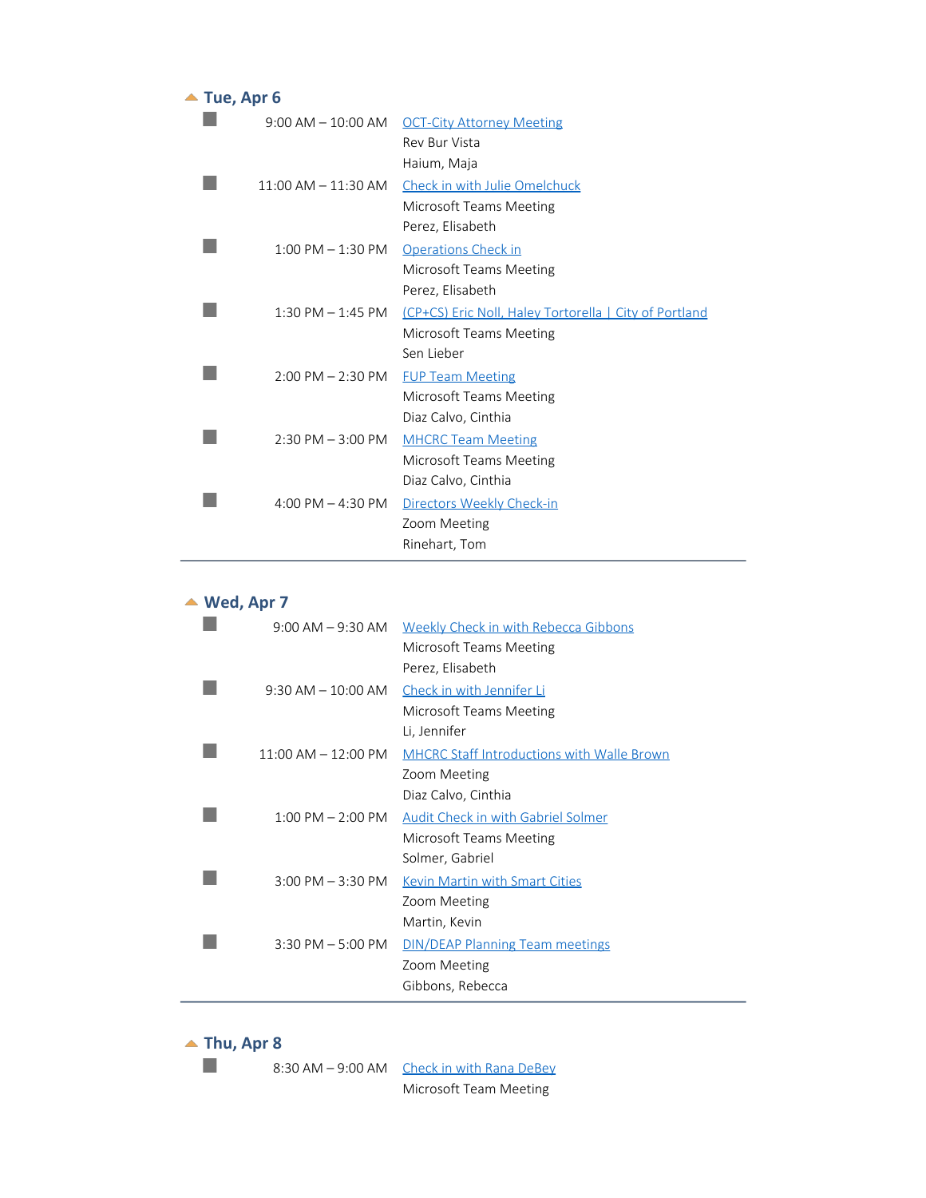## Tue, Apr 6

- **9:00 AM – 10:00 AM** — OCT-City Attorney Meeting
  Rev Bur Vista
  Haium, Maja
- **11:00 AM – 11:30 AM** — Check in with Julie Omelchuck
  Microsoft Teams Meeting
  Perez, Elisabeth
- **1:00 PM – 1:30 PM** — Operations Check in
  Microsoft Teams Meeting
  Perez, Elisabeth
- **1:30 PM – 1:45 PM** — (CP+CS) Eric Noll, Haley Tortorella | City of Portland
  Microsoft Teams Meeting
  Sen Lieber
- **2:00 PM – 2:30 PM** — FUP Team Meeting
  Microsoft Teams Meeting
  Diaz Calvo, Cinthia
- **2:30 PM – 3:00 PM** — MHCRC Team Meeting
  Microsoft Teams Meeting
  Diaz Calvo, Cinthia
- **4:00 PM – 4:30 PM** — Directors Weekly Check-in
  Zoom Meeting
  Rinehart, Tom

---

## Wed, Apr 7

- **9:00 AM – 9:30 AM** — Weekly Check in with Rebecca Gibbons
  Microsoft Teams Meeting
  Perez, Elisabeth
- **9:30 AM – 10:00 AM** — Check in with Jennifer Li
  Microsoft Teams Meeting
  Li, Jennifer
- **11:00 AM – 12:00 PM** — MHCRC Staff Introductions with Walle Brown
  Zoom Meeting
  Diaz Calvo, Cinthia
- **1:00 PM – 2:00 PM** — Audit Check in with Gabriel Solmer
  Microsoft Teams Meeting
  Solmer, Gabriel
- **3:00 PM – 3:30 PM** — Kevin Martin with Smart Cities
  Zoom Meeting
  Martin, Kevin
- **3:30 PM – 5:00 PM** — DIN/DEAP Planning Team meetings
  Zoom Meeting
  Gibbons, Rebecca

---

## Thu, Apr 8

- **8:30 AM – 9:00 AM** — Check in with Rana DeBey
  Microsoft Team Meeting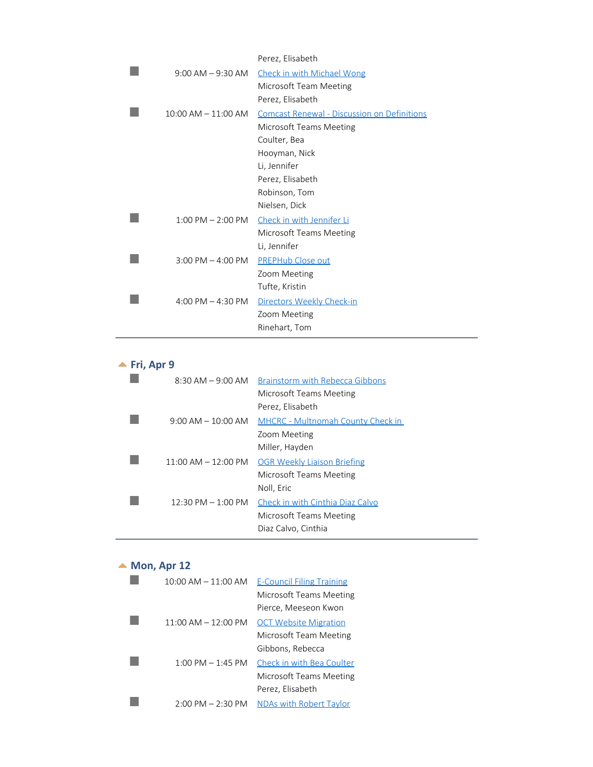Perez, Elisabeth

| | Time | Event |
|---|---|---|
| ■ | 9:00 AM – 9:30 AM | Check in with Michael Wong<br>Microsoft Team Meeting<br>Perez, Elisabeth |
| ■ | 10:00 AM – 11:00 AM | Comcast Renewal - Discussion on Definitions<br>Microsoft Teams Meeting<br>Coulter, Bea<br>Hooyman, Nick<br>Li, Jennifer<br>Perez, Elisabeth<br>Robinson, Tom<br>Nielsen, Dick |
| ■ | 1:00 PM – 2:00 PM | Check in with Jennifer Li<br>Microsoft Teams Meeting<br>Li, Jennifer |
| ■ | 3:00 PM – 4:00 PM | PREPHub Close out<br>Zoom Meeting<br>Tufte, Kristin |
| ■ | 4:00 PM – 4:30 PM | Directors Weekly Check-in<br>Zoom Meeting<br>Rinehart, Tom |

## Fri, Apr 9

| | Time | Event |
|---|---|---|
| ■ | 8:30 AM – 9:00 AM | Brainstorm with Rebecca Gibbons<br>Microsoft Teams Meeting<br>Perez, Elisabeth |
| ■ | 9:00 AM – 10:00 AM | MHCRC - Multnomah County Check in<br>Zoom Meeting<br>Miller, Hayden |
| ■ | 11:00 AM – 12:00 PM | OGR Weekly Liaison Briefing<br>Microsoft Teams Meeting<br>Noll, Eric |
| ■ | 12:30 PM – 1:00 PM | Check in with Cinthia Diaz Calvo<br>Microsoft Teams Meeting<br>Diaz Calvo, Cinthia |

## Mon, Apr 12

| | Time | Event |
|---|---|---|
| ■ | 10:00 AM – 11:00 AM | E-Council Filing Training<br>Microsoft Teams Meeting<br>Pierce, Meeseon Kwon |
| ■ | 11:00 AM – 12:00 PM | OCT Website Migration<br>Microsoft Team Meeting<br>Gibbons, Rebecca |
| ■ | 1:00 PM – 1:45 PM | Check in with Bea Coulter<br>Microsoft Teams Meeting<br>Perez, Elisabeth |
| ■ | 2:00 PM – 2:30 PM | NDAs with Robert Taylor |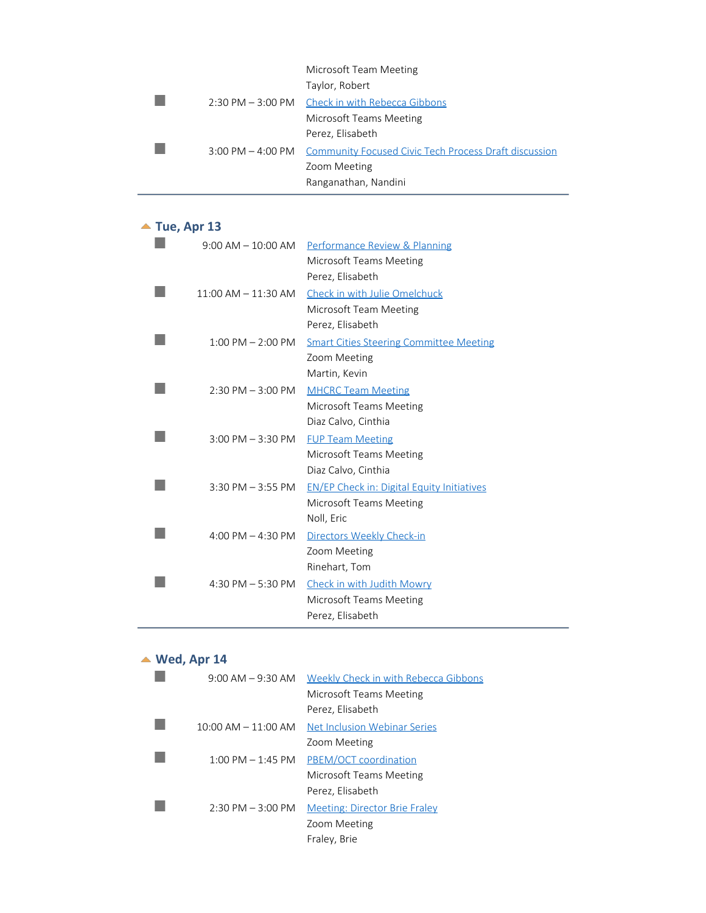| | Time | Event |
|---|---|---|
| | | Microsoft Team Meeting<br>Taylor, Robert |
| ■ | 2:30 PM – 3:00 PM | Check in with Rebecca Gibbons<br>Microsoft Teams Meeting<br>Perez, Elisabeth |
| ■ | 3:00 PM – 4:00 PM | Community Focused Civic Tech Process Draft discussion<br>Zoom Meeting<br>Ranganathan, Nandini |

## Tue, Apr 13

| | Time | Event |
|---|---|---|
| ■ | 9:00 AM – 10:00 AM | Performance Review & Planning<br>Microsoft Teams Meeting<br>Perez, Elisabeth |
| ■ | 11:00 AM – 11:30 AM | Check in with Julie Omelchuck<br>Microsoft Team Meeting<br>Perez, Elisabeth |
| ■ | 1:00 PM – 2:00 PM | Smart Cities Steering Committee Meeting<br>Zoom Meeting<br>Martin, Kevin |
| ■ | 2:30 PM – 3:00 PM | MHCRC Team Meeting<br>Microsoft Teams Meeting<br>Diaz Calvo, Cinthia |
| ■ | 3:00 PM – 3:30 PM | FUP Team Meeting<br>Microsoft Teams Meeting<br>Diaz Calvo, Cinthia |
| ■ | 3:30 PM – 3:55 PM | EN/EP Check in: Digital Equity Initiatives<br>Microsoft Teams Meeting<br>Noll, Eric |
| ■ | 4:00 PM – 4:30 PM | Directors Weekly Check-in<br>Zoom Meeting<br>Rinehart, Tom |
| ■ | 4:30 PM – 5:30 PM | Check in with Judith Mowry<br>Microsoft Teams Meeting<br>Perez, Elisabeth |

## Wed, Apr 14

| | Time | Event |
|---|---|---|
| ■ | 9:00 AM – 9:30 AM | Weekly Check in with Rebecca Gibbons<br>Microsoft Teams Meeting<br>Perez, Elisabeth |
| ■ | 10:00 AM – 11:00 AM | Net Inclusion Webinar Series<br>Zoom Meeting |
| ■ | 1:00 PM – 1:45 PM | PBEM/OCT coordination<br>Microsoft Teams Meeting<br>Perez, Elisabeth |
| ■ | 2:30 PM – 3:00 PM | Meeting: Director Brie Fraley<br>Zoom Meeting<br>Fraley, Brie |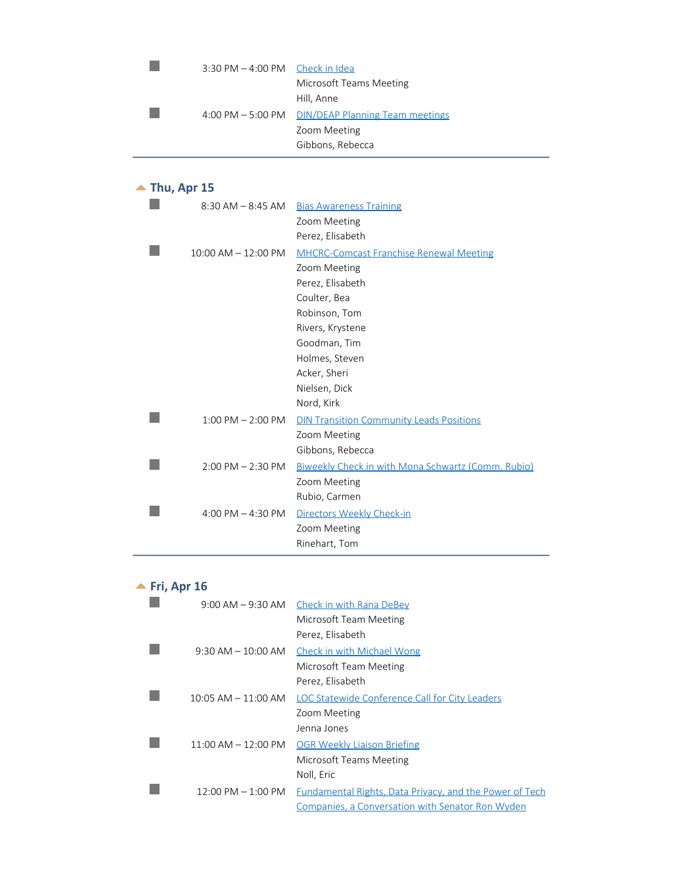- 3:30 PM – 4:00 PM — Check in Idea
  Microsoft Teams Meeting
  Hill, Anne

- 4:00 PM – 5:00 PM — DIN/DEAP Planning Team meetings
  Zoom Meeting
  Gibbons, Rebecca

---

## Thu, Apr 15

- 8:30 AM – 8:45 AM — Bias Awareness Training
  Zoom Meeting
  Perez, Elisabeth

- 10:00 AM – 12:00 PM — MHCRC-Comcast Franchise Renewal Meeting
  Zoom Meeting
  Perez, Elisabeth
  Coulter, Bea
  Robinson, Tom
  Rivers, Krystene
  Goodman, Tim
  Holmes, Steven
  Acker, Sheri
  Nielsen, Dick
  Nord, Kirk

- 1:00 PM – 2:00 PM — DIN Transition Community Leads Positions
  Zoom Meeting
  Gibbons, Rebecca

- 2:00 PM – 2:30 PM — Biweekly Check in with Mona Schwartz (Comm. Rubio)
  Zoom Meeting
  Rubio, Carmen

- 4:00 PM – 4:30 PM — Directors Weekly Check-in
  Zoom Meeting
  Rinehart, Tom

---

## Fri, Apr 16

- 9:00 AM – 9:30 AM — Check in with Rana DeBey
  Microsoft Team Meeting
  Perez, Elisabeth

- 9:30 AM – 10:00 AM — Check in with Michael Wong
  Microsoft Team Meeting
  Perez, Elisabeth

- 10:05 AM – 11:00 AM — LOC Statewide Conference Call for City Leaders
  Zoom Meeting
  Jenna Jones

- 11:00 AM – 12:00 PM — OGR Weekly Liaison Briefing
  Microsoft Teams Meeting
  Noll, Eric

- 12:00 PM – 1:00 PM — Fundamental Rights, Data Privacy, and the Power of Tech Companies, a Conversation with Senator Ron Wyden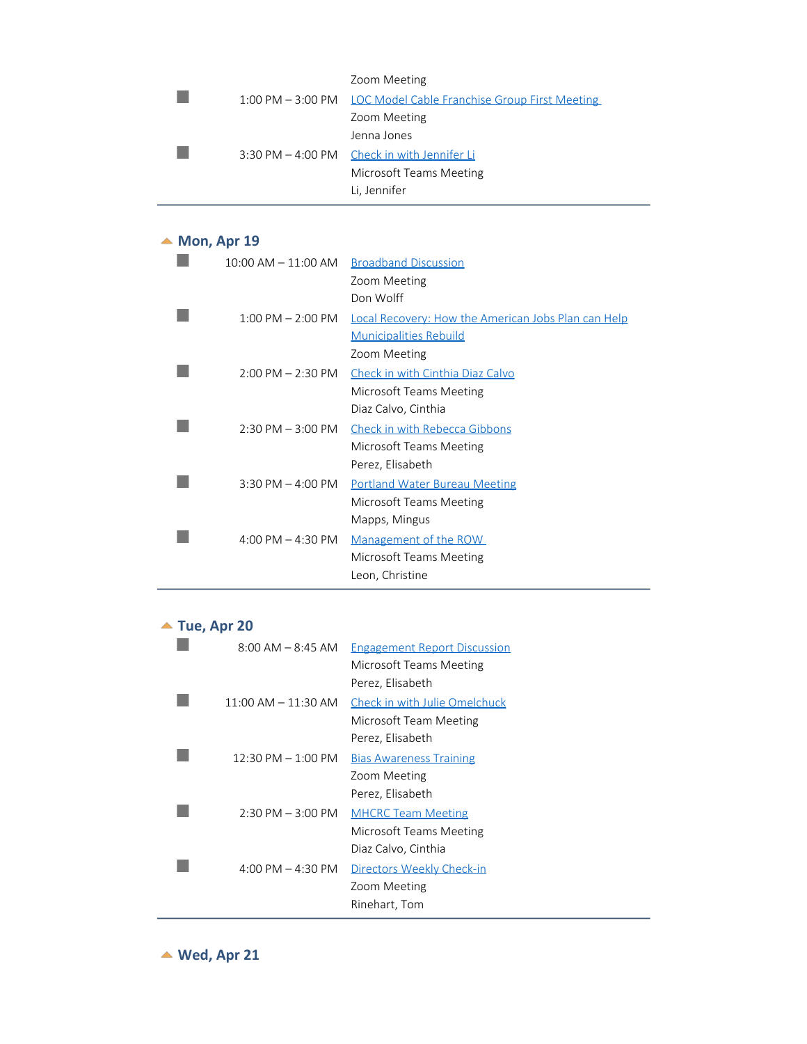Zoom Meeting

- 1:00 PM – 3:00 PM LOC Model Cable Franchise Group First Meeting
  Zoom Meeting
  Jenna Jones
- 3:30 PM – 4:00 PM Check in with Jennifer Li
  Microsoft Teams Meeting
  Li, Jennifer

---

## Mon, Apr 19

- 10:00 AM – 11:00 AM Broadband Discussion
  Zoom Meeting
  Don Wolff
- 1:00 PM – 2:00 PM Local Recovery: How the American Jobs Plan can Help Municipalities Rebuild
  Zoom Meeting
- 2:00 PM – 2:30 PM Check in with Cinthia Diaz Calvo
  Microsoft Teams Meeting
  Diaz Calvo, Cinthia
- 2:30 PM – 3:00 PM Check in with Rebecca Gibbons
  Microsoft Teams Meeting
  Perez, Elisabeth
- 3:30 PM – 4:00 PM Portland Water Bureau Meeting
  Microsoft Teams Meeting
  Mapps, Mingus
- 4:00 PM – 4:30 PM Management of the ROW
  Microsoft Teams Meeting
  Leon, Christine

---

## Tue, Apr 20

- 8:00 AM – 8:45 AM Engagement Report Discussion
  Microsoft Teams Meeting
  Perez, Elisabeth
- 11:00 AM – 11:30 AM Check in with Julie Omelchuck
  Microsoft Team Meeting
  Perez, Elisabeth
- 12:30 PM – 1:00 PM Bias Awareness Training
  Zoom Meeting
  Perez, Elisabeth
- 2:30 PM – 3:00 PM MHCRC Team Meeting
  Microsoft Teams Meeting
  Diaz Calvo, Cinthia
- 4:00 PM – 4:30 PM Directors Weekly Check-in
  Zoom Meeting
  Rinehart, Tom

---

## Wed, Apr 21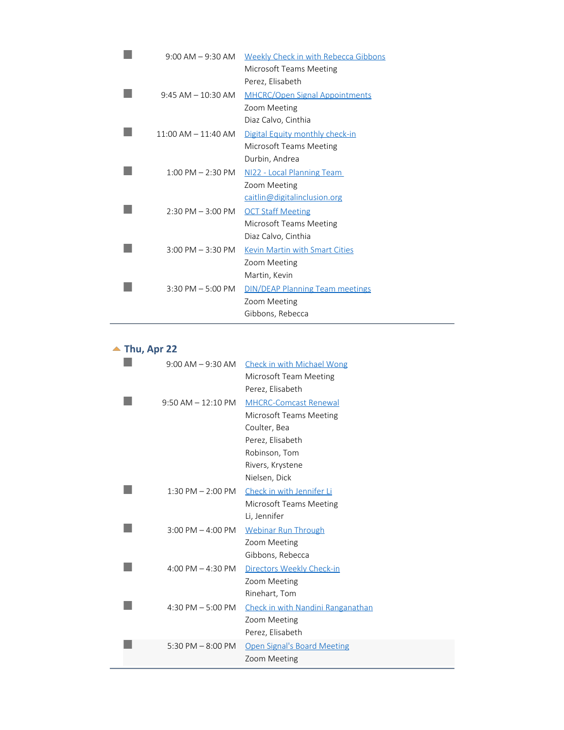| Time | Meeting |
|---|---|
| 9:00 AM – 9:30 AM | Weekly Check in with Rebecca Gibbons<br>Microsoft Teams Meeting<br>Perez, Elisabeth |
| 9:45 AM – 10:30 AM | MHCRC/Open Signal Appointments<br>Zoom Meeting<br>Diaz Calvo, Cinthia |
| 11:00 AM – 11:40 AM | Digital Equity monthly check-in<br>Microsoft Teams Meeting<br>Durbin, Andrea |
| 1:00 PM – 2:30 PM | NI22 - Local Planning Team<br>Zoom Meeting<br>caitlin@digitalinclusion.org |
| 2:30 PM – 3:00 PM | OCT Staff Meeting<br>Microsoft Teams Meeting<br>Diaz Calvo, Cinthia |
| 3:00 PM – 3:30 PM | Kevin Martin with Smart Cities<br>Zoom Meeting<br>Martin, Kevin |
| 3:30 PM – 5:00 PM | DIN/DEAP Planning Team meetings<br>Zoom Meeting<br>Gibbons, Rebecca |

## Thu, Apr 22

| Time | Meeting |
|---|---|
| 9:00 AM – 9:30 AM | Check in with Michael Wong<br>Microsoft Team Meeting<br>Perez, Elisabeth |
| 9:50 AM – 12:10 PM | MHCRC-Comcast Renewal<br>Microsoft Teams Meeting<br>Coulter, Bea<br>Perez, Elisabeth<br>Robinson, Tom<br>Rivers, Krystene<br>Nielsen, Dick |
| 1:30 PM – 2:00 PM | Check in with Jennifer Li<br>Microsoft Teams Meeting<br>Li, Jennifer |
| 3:00 PM – 4:00 PM | Webinar Run Through<br>Zoom Meeting<br>Gibbons, Rebecca |
| 4:00 PM – 4:30 PM | Directors Weekly Check-in<br>Zoom Meeting<br>Rinehart, Tom |
| 4:30 PM – 5:00 PM | Check in with Nandini Ranganathan<br>Zoom Meeting<br>Perez, Elisabeth |
| 5:30 PM – 8:00 PM | Open Signal's Board Meeting<br>Zoom Meeting |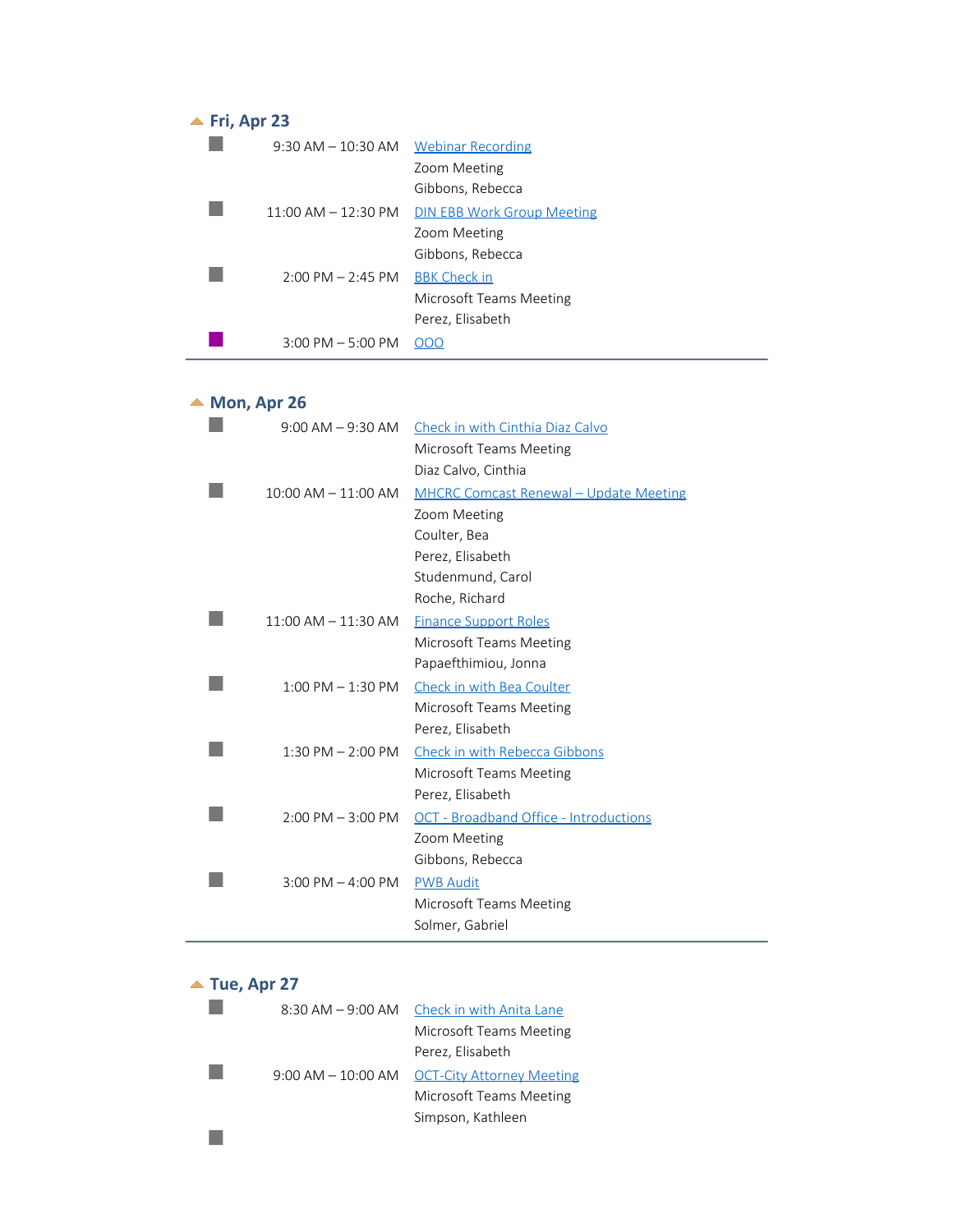## Fri, Apr 23

| Time | Details |
|---|---|
| 9:30 AM – 10:30 AM | Webinar Recording<br>Zoom Meeting<br>Gibbons, Rebecca |
| 11:00 AM – 12:30 PM | DIN EBB Work Group Meeting<br>Zoom Meeting<br>Gibbons, Rebecca |
| 2:00 PM – 2:45 PM | BBK Check in<br>Microsoft Teams Meeting<br>Perez, Elisabeth |
| 3:00 PM – 5:00 PM | OOO |

## Mon, Apr 26

| Time | Details |
|---|---|
| 9:00 AM – 9:30 AM | Check in with Cinthia Diaz Calvo<br>Microsoft Teams Meeting<br>Diaz Calvo, Cinthia |
| 10:00 AM – 11:00 AM | MHCRC Comcast Renewal – Update Meeting<br>Zoom Meeting<br>Coulter, Bea<br>Perez, Elisabeth<br>Studenmund, Carol<br>Roche, Richard |
| 11:00 AM – 11:30 AM | Finance Support Roles<br>Microsoft Teams Meeting<br>Papaefthimiou, Jonna |
| 1:00 PM – 1:30 PM | Check in with Bea Coulter<br>Microsoft Teams Meeting<br>Perez, Elisabeth |
| 1:30 PM – 2:00 PM | Check in with Rebecca Gibbons<br>Microsoft Teams Meeting<br>Perez, Elisabeth |
| 2:00 PM – 3:00 PM | OCT - Broadband Office - Introductions<br>Zoom Meeting<br>Gibbons, Rebecca |
| 3:00 PM – 4:00 PM | PWB Audit<br>Microsoft Teams Meeting<br>Solmer, Gabriel |

## Tue, Apr 27

| Time | Details |
|---|---|
| 8:30 AM – 9:00 AM | Check in with Anita Lane<br>Microsoft Teams Meeting<br>Perez, Elisabeth |
| 9:00 AM – 10:00 AM | OCT-City Attorney Meeting<br>Microsoft Teams Meeting<br>Simpson, Kathleen |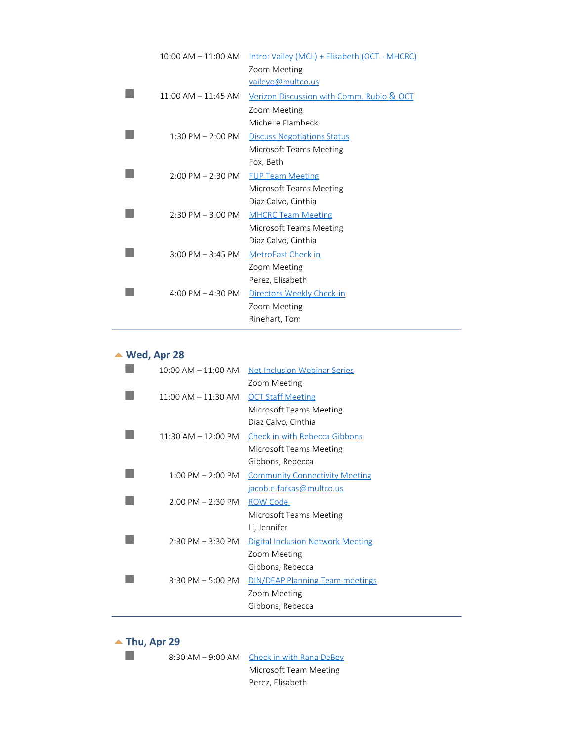10:00 AM – 11:00 AM Intro: Vailey (MCL) + Elisabeth (OCT - MHCRC)
Zoom Meeting
vaileyo@multco.us

11:00 AM – 11:45 AM Verizon Discussion with Comm. Rubio & OCT
Zoom Meeting
Michelle Plambeck

1:30 PM – 2:00 PM Discuss Negotiations Status
Microsoft Teams Meeting
Fox, Beth

2:00 PM – 2:30 PM FUP Team Meeting
Microsoft Teams Meeting
Diaz Calvo, Cinthia

2:30 PM – 3:00 PM MHCRC Team Meeting
Microsoft Teams Meeting
Diaz Calvo, Cinthia

3:00 PM – 3:45 PM MetroEast Check in
Zoom Meeting
Perez, Elisabeth

4:00 PM – 4:30 PM Directors Weekly Check-in
Zoom Meeting
Rinehart, Tom

## Wed, Apr 28

10:00 AM – 11:00 AM Net Inclusion Webinar Series
Zoom Meeting

11:00 AM – 11:30 AM OCT Staff Meeting
Microsoft Teams Meeting
Diaz Calvo, Cinthia

11:30 AM – 12:00 PM Check in with Rebecca Gibbons
Microsoft Teams Meeting
Gibbons, Rebecca

1:00 PM – 2:00 PM Community Connectivity Meeting
jacob.e.farkas@multco.us

2:00 PM – 2:30 PM ROW Code
Microsoft Teams Meeting
Li, Jennifer

2:30 PM – 3:30 PM Digital Inclusion Network Meeting
Zoom Meeting
Gibbons, Rebecca

3:30 PM – 5:00 PM DIN/DEAP Planning Team meetings
Zoom Meeting
Gibbons, Rebecca

## Thu, Apr 29

8:30 AM – 9:00 AM Check in with Rana DeBey
Microsoft Team Meeting
Perez, Elisabeth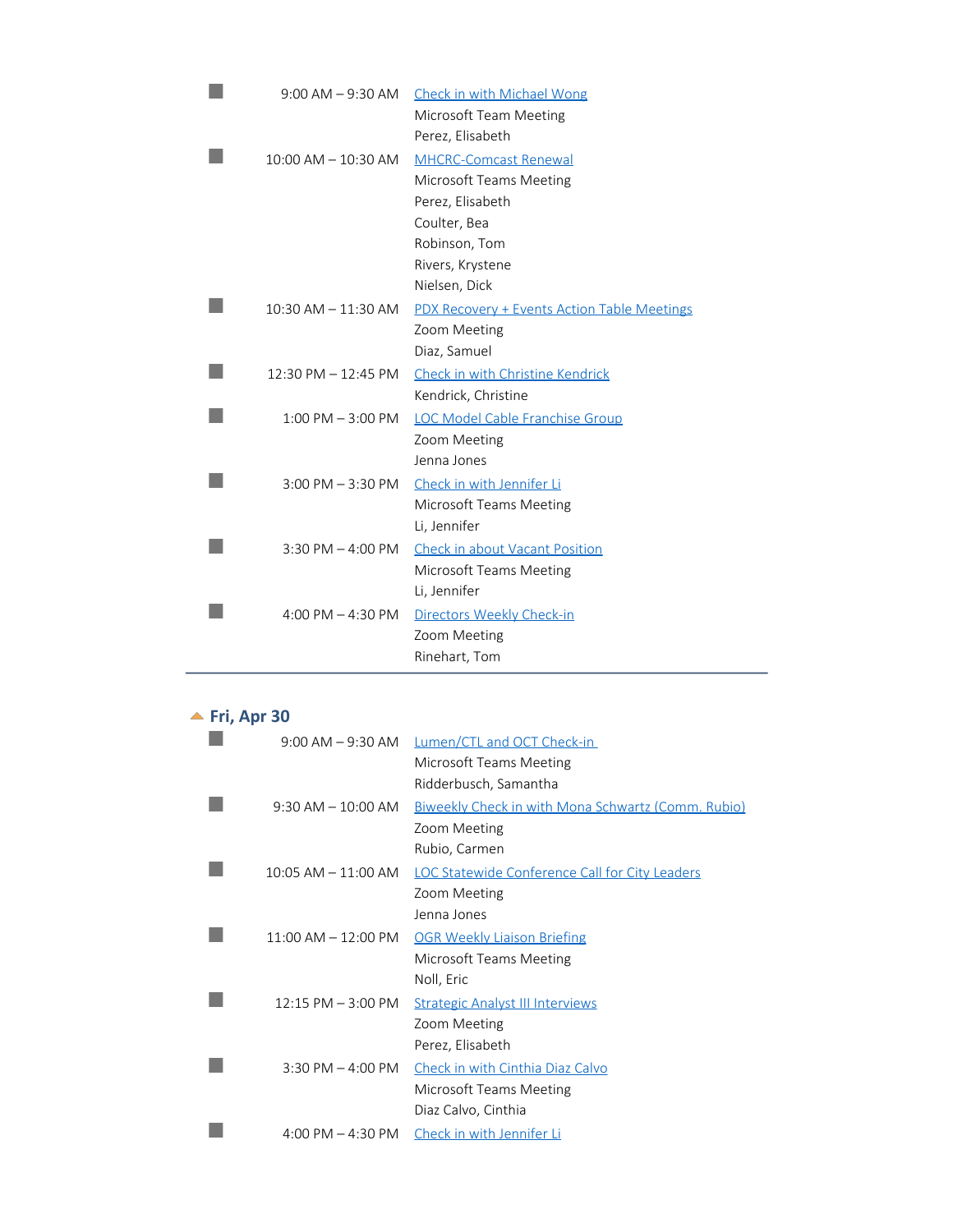■ 9:00 AM – 9:30 AM **Check in with Michael Wong**
Microsoft Team Meeting
Perez, Elisabeth

■ 10:00 AM – 10:30 AM **MHCRC-Comcast Renewal**
Microsoft Teams Meeting
Perez, Elisabeth
Coulter, Bea
Robinson, Tom
Rivers, Krystene
Nielsen, Dick

■ 10:30 AM – 11:30 AM **PDX Recovery + Events Action Table Meetings**
Zoom Meeting
Diaz, Samuel

■ 12:30 PM – 12:45 PM **Check in with Christine Kendrick**
Kendrick, Christine

■ 1:00 PM – 3:00 PM **LOC Model Cable Franchise Group**
Zoom Meeting
Jenna Jones

■ 3:00 PM – 3:30 PM **Check in with Jennifer Li**
Microsoft Teams Meeting
Li, Jennifer

■ 3:30 PM – 4:00 PM **Check in about Vacant Position**
Microsoft Teams Meeting
Li, Jennifer

■ 4:00 PM – 4:30 PM **Directors Weekly Check-in**
Zoom Meeting
Rinehart, Tom

---

## Fri, Apr 30

■ 9:00 AM – 9:30 AM **Lumen/CTL and OCT Check-in**
Microsoft Teams Meeting
Ridderbusch, Samantha

■ 9:30 AM – 10:00 AM **Biweekly Check in with Mona Schwartz (Comm. Rubio)**
Zoom Meeting
Rubio, Carmen

■ 10:05 AM – 11:00 AM **LOC Statewide Conference Call for City Leaders**
Zoom Meeting
Jenna Jones

■ 11:00 AM – 12:00 PM **OGR Weekly Liaison Briefing**
Microsoft Teams Meeting
Noll, Eric

■ 12:15 PM – 3:00 PM **Strategic Analyst III Interviews**
Zoom Meeting
Perez, Elisabeth

■ 3:30 PM – 4:00 PM **Check in with Cinthia Diaz Calvo**
Microsoft Teams Meeting
Diaz Calvo, Cinthia

■ 4:00 PM – 4:30 PM **Check in with Jennifer Li**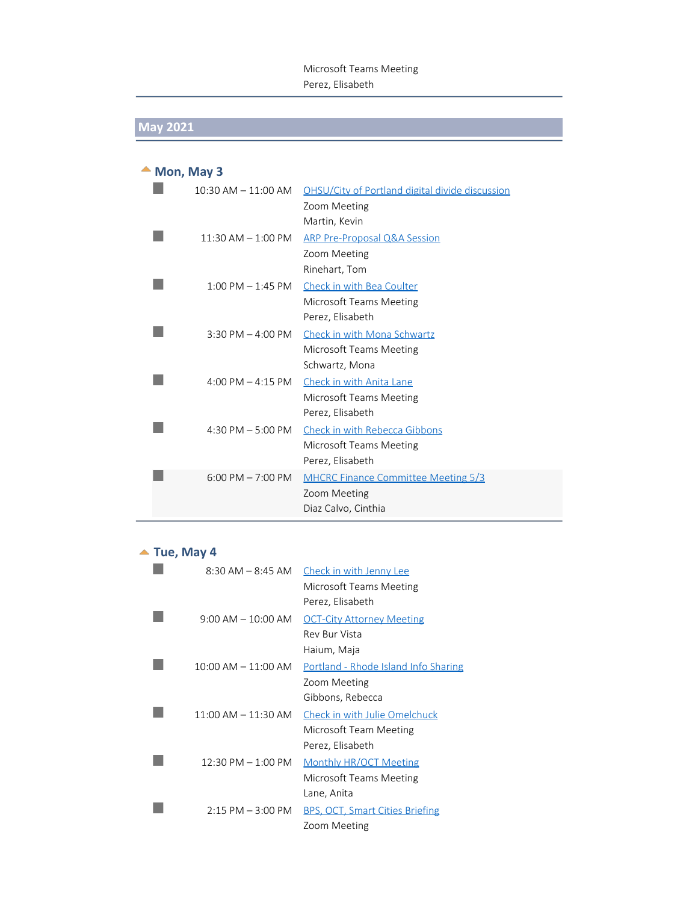Microsoft Teams Meeting
Perez, Elisabeth

## May 2021

### Mon, May 3

| Time | Meeting |
| --- | --- |
| 10:30 AM – 11:00 AM | OHSU/City of Portland digital divide discussion<br>Zoom Meeting<br>Martin, Kevin |
| 11:30 AM – 1:00 PM | ARP Pre-Proposal Q&A Session<br>Zoom Meeting<br>Rinehart, Tom |
| 1:00 PM – 1:45 PM | Check in with Bea Coulter<br>Microsoft Teams Meeting<br>Perez, Elisabeth |
| 3:30 PM – 4:00 PM | Check in with Mona Schwartz<br>Microsoft Teams Meeting<br>Schwartz, Mona |
| 4:00 PM – 4:15 PM | Check in with Anita Lane<br>Microsoft Teams Meeting<br>Perez, Elisabeth |
| 4:30 PM – 5:00 PM | Check in with Rebecca Gibbons<br>Microsoft Teams Meeting<br>Perez, Elisabeth |
| 6:00 PM – 7:00 PM | MHCRC Finance Committee Meeting 5/3<br>Zoom Meeting<br>Diaz Calvo, Cinthia |

### Tue, May 4

| Time | Meeting |
| --- | --- |
| 8:30 AM – 8:45 AM | Check in with Jenny Lee<br>Microsoft Teams Meeting<br>Perez, Elisabeth |
| 9:00 AM – 10:00 AM | OCT-City Attorney Meeting<br>Rev Bur Vista<br>Haium, Maja |
| 10:00 AM – 11:00 AM | Portland - Rhode Island Info Sharing<br>Zoom Meeting<br>Gibbons, Rebecca |
| 11:00 AM – 11:30 AM | Check in with Julie Omelchuck<br>Microsoft Team Meeting<br>Perez, Elisabeth |
| 12:30 PM – 1:00 PM | Monthly HR/OCT Meeting<br>Microsoft Teams Meeting<br>Lane, Anita |
| 2:15 PM – 3:00 PM | BPS, OCT, Smart Cities Briefing<br>Zoom Meeting |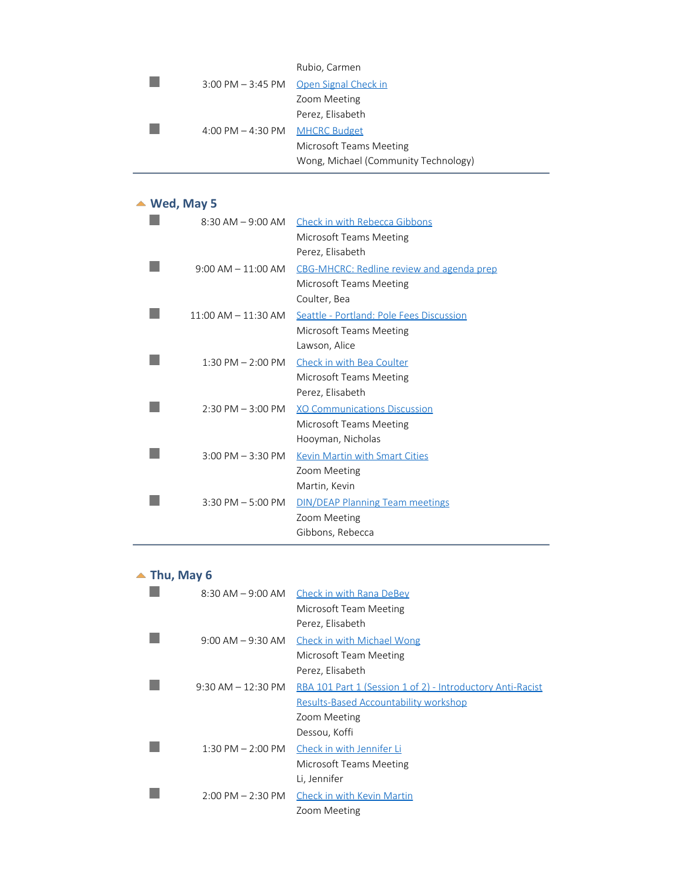Rubio, Carmen

| | | |
|---|---|---|
| ■ | 3:00 PM – 3:45 PM | Open Signal Check in<br>Zoom Meeting<br>Perez, Elisabeth |
| ■ | 4:00 PM – 4:30 PM | MHCRC Budget<br>Microsoft Teams Meeting<br>Wong, Michael (Community Technology) |

## Wed, May 5

| | | |
|---|---|---|
| ■ | 8:30 AM – 9:00 AM | Check in with Rebecca Gibbons<br>Microsoft Teams Meeting<br>Perez, Elisabeth |
| ■ | 9:00 AM – 11:00 AM | CBG-MHCRC: Redline review and agenda prep<br>Microsoft Teams Meeting<br>Coulter, Bea |
| ■ | 11:00 AM – 11:30 AM | Seattle - Portland: Pole Fees Discussion<br>Microsoft Teams Meeting<br>Lawson, Alice |
| ■ | 1:30 PM – 2:00 PM | Check in with Bea Coulter<br>Microsoft Teams Meeting<br>Perez, Elisabeth |
| ■ | 2:30 PM – 3:00 PM | XO Communications Discussion<br>Microsoft Teams Meeting<br>Hooyman, Nicholas |
| ■ | 3:00 PM – 3:30 PM | Kevin Martin with Smart Cities<br>Zoom Meeting<br>Martin, Kevin |
| ■ | 3:30 PM – 5:00 PM | DIN/DEAP Planning Team meetings<br>Zoom Meeting<br>Gibbons, Rebecca |

## Thu, May 6

| | | |
|---|---|---|
| ■ | 8:30 AM – 9:00 AM | Check in with Rana DeBey<br>Microsoft Team Meeting<br>Perez, Elisabeth |
| ■ | 9:00 AM – 9:30 AM | Check in with Michael Wong<br>Microsoft Team Meeting<br>Perez, Elisabeth |
| ■ | 9:30 AM – 12:30 PM | RBA 101 Part 1 (Session 1 of 2) - Introductory Anti-Racist Results-Based Accountability workshop<br>Zoom Meeting<br>Dessou, Koffi |
| ■ | 1:30 PM – 2:00 PM | Check in with Jennifer Li<br>Microsoft Teams Meeting<br>Li, Jennifer |
| ■ | 2:00 PM – 2:30 PM | Check in with Kevin Martin<br>Zoom Meeting |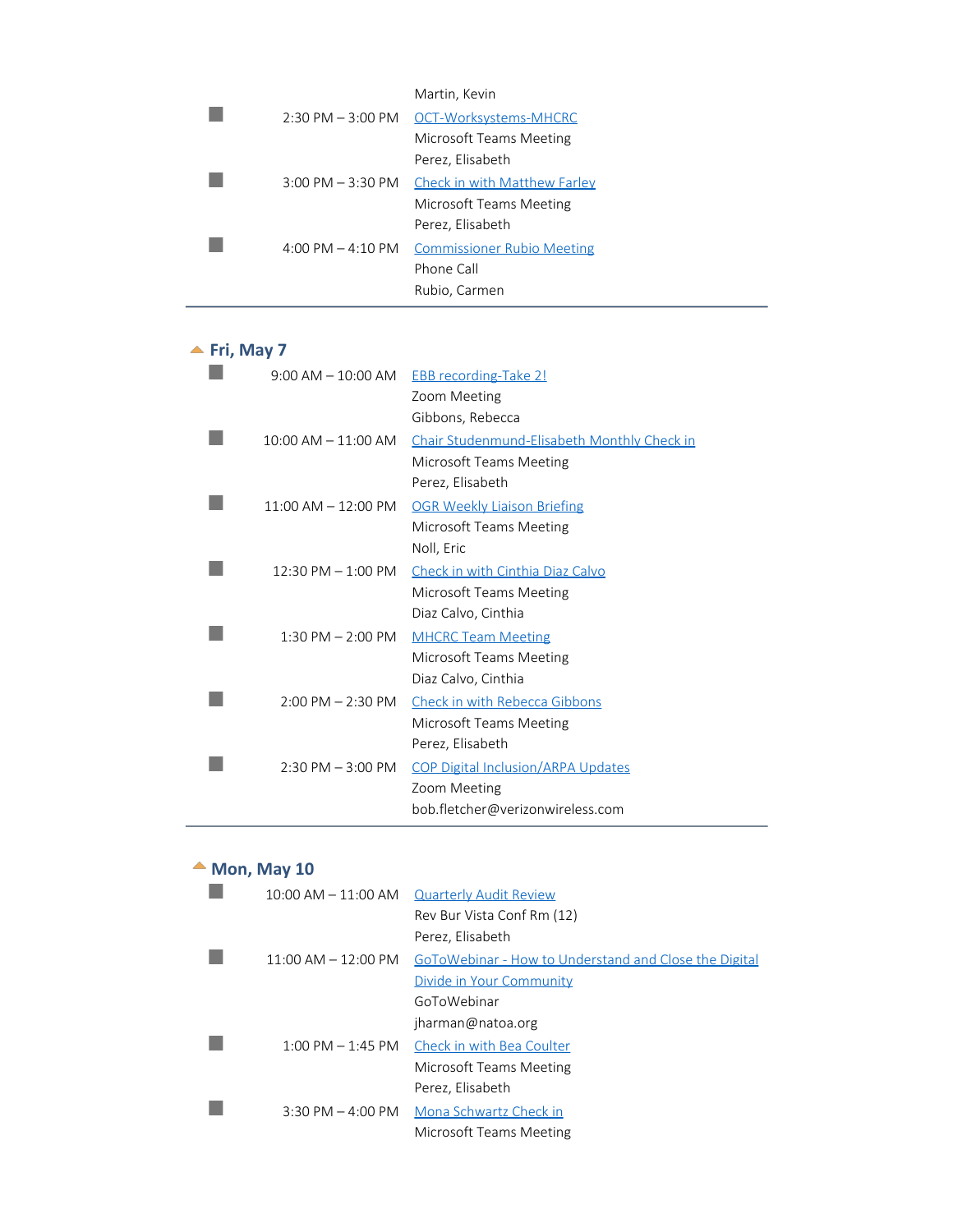Martin, Kevin

- 2:30 PM – 3:00 PM — OCT-Worksystems-MHCRC
  Microsoft Teams Meeting
  Perez, Elisabeth
- 3:00 PM – 3:30 PM — Check in with Matthew Farley
  Microsoft Teams Meeting
  Perez, Elisabeth
- 4:00 PM – 4:10 PM — Commissioner Rubio Meeting
  Phone Call
  Rubio, Carmen

---

## Fri, May 7

- 9:00 AM – 10:00 AM — EBB recording-Take 2!
  Zoom Meeting
  Gibbons, Rebecca
- 10:00 AM – 11:00 AM — Chair Studenmund-Elisabeth Monthly Check in
  Microsoft Teams Meeting
  Perez, Elisabeth
- 11:00 AM – 12:00 PM — OGR Weekly Liaison Briefing
  Microsoft Teams Meeting
  Noll, Eric
- 12:30 PM – 1:00 PM — Check in with Cinthia Diaz Calvo
  Microsoft Teams Meeting
  Diaz Calvo, Cinthia
- 1:30 PM – 2:00 PM — MHCRC Team Meeting
  Microsoft Teams Meeting
  Diaz Calvo, Cinthia
- 2:00 PM – 2:30 PM — Check in with Rebecca Gibbons
  Microsoft Teams Meeting
  Perez, Elisabeth
- 2:30 PM – 3:00 PM — COP Digital Inclusion/ARPA Updates
  Zoom Meeting
  bob.fletcher@verizonwireless.com

---

## Mon, May 10

- 10:00 AM – 11:00 AM — Quarterly Audit Review
  Rev Bur Vista Conf Rm (12)
  Perez, Elisabeth
- 11:00 AM – 12:00 PM — GoToWebinar - How to Understand and Close the Digital Divide in Your Community
  GoToWebinar
  jharman@natoa.org
- 1:00 PM – 1:45 PM — Check in with Bea Coulter
  Microsoft Teams Meeting
  Perez, Elisabeth
- 3:30 PM – 4:00 PM — Mona Schwartz Check in
  Microsoft Teams Meeting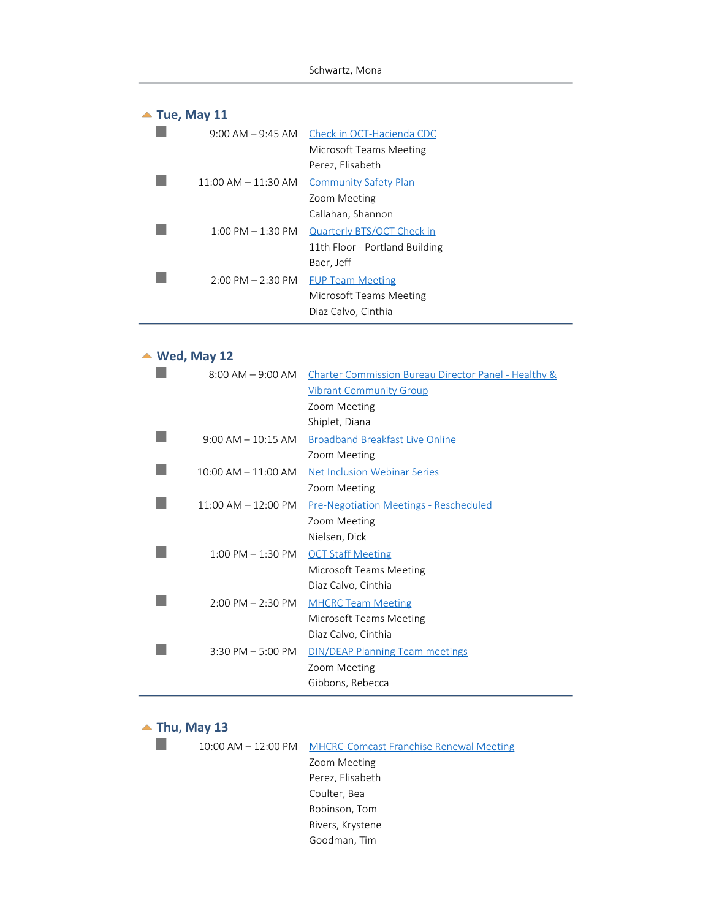## Tue, May 11

| Time | Event |
|---|---|
| 9:00 AM – 9:45 AM | Check in OCT-Hacienda CDC<br>Microsoft Teams Meeting<br>Perez, Elisabeth |
| 11:00 AM – 11:30 AM | Community Safety Plan<br>Zoom Meeting<br>Callahan, Shannon |
| 1:00 PM – 1:30 PM | Quarterly BTS/OCT Check in<br>11th Floor - Portland Building<br>Baer, Jeff |
| 2:00 PM – 2:30 PM | FUP Team Meeting<br>Microsoft Teams Meeting<br>Diaz Calvo, Cinthia |

## Wed, May 12

| Time | Event |
|---|---|
| 8:00 AM – 9:00 AM | Charter Commission Bureau Director Panel - Healthy & Vibrant Community Group<br>Zoom Meeting<br>Shiplet, Diana |
| 9:00 AM – 10:15 AM | Broadband Breakfast Live Online<br>Zoom Meeting |
| 10:00 AM – 11:00 AM | Net Inclusion Webinar Series<br>Zoom Meeting |
| 11:00 AM – 12:00 PM | Pre-Negotiation Meetings - Rescheduled<br>Zoom Meeting<br>Nielsen, Dick |
| 1:00 PM – 1:30 PM | OCT Staff Meeting<br>Microsoft Teams Meeting<br>Diaz Calvo, Cinthia |
| 2:00 PM – 2:30 PM | MHCRC Team Meeting<br>Microsoft Teams Meeting<br>Diaz Calvo, Cinthia |
| 3:30 PM – 5:00 PM | DIN/DEAP Planning Team meetings<br>Zoom Meeting<br>Gibbons, Rebecca |

## Thu, May 13

| Time | Event |
|---|---|
| 10:00 AM – 12:00 PM | MHCRC-Comcast Franchise Renewal Meeting<br>Zoom Meeting<br>Perez, Elisabeth<br>Coulter, Bea<br>Robinson, Tom<br>Rivers, Krystene<br>Goodman, Tim |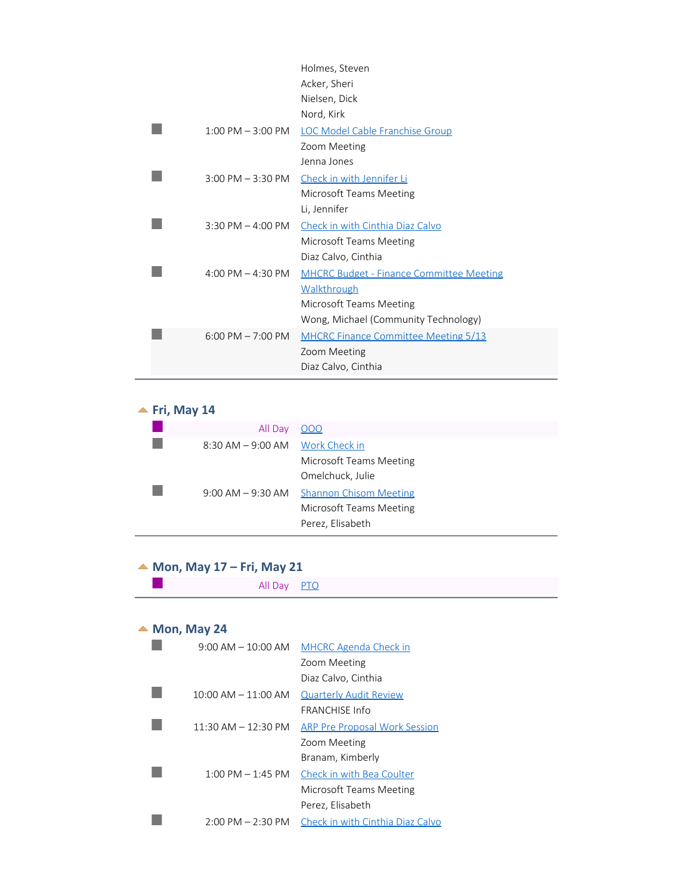Holmes, Steven
Acker, Sheri
Nielsen, Dick
Nord, Kirk

| | Time | Event |
|---|---|---|
| ■ | 1:00 PM – 3:00 PM | LOC Model Cable Franchise Group<br>Zoom Meeting<br>Jenna Jones |
| ■ | 3:00 PM – 3:30 PM | Check in with Jennifer Li<br>Microsoft Teams Meeting<br>Li, Jennifer |
| ■ | 3:30 PM – 4:00 PM | Check in with Cinthia Diaz Calvo<br>Microsoft Teams Meeting<br>Diaz Calvo, Cinthia |
| ■ | 4:00 PM – 4:30 PM | MHCRC Budget - Finance Committee Meeting Walkthrough<br>Microsoft Teams Meeting<br>Wong, Michael (Community Technology) |
| ■ | 6:00 PM – 7:00 PM | MHCRC Finance Committee Meeting 5/13<br>Zoom Meeting<br>Diaz Calvo, Cinthia |

## Fri, May 14

| | Time | Event |
|---|---|---|
| ■ | All Day | OOO |
| ■ | 8:30 AM – 9:00 AM | Work Check in<br>Microsoft Teams Meeting<br>Omelchuck, Julie |
| ■ | 9:00 AM – 9:30 AM | Shannon Chisom Meeting<br>Microsoft Teams Meeting<br>Perez, Elisabeth |

## Mon, May 17 – Fri, May 21

| | Time | Event |
|---|---|---|
| ■ | All Day | PTO |

## Mon, May 24

| | Time | Event |
|---|---|---|
| ■ | 9:00 AM – 10:00 AM | MHCRC Agenda Check in<br>Zoom Meeting<br>Diaz Calvo, Cinthia |
| ■ | 10:00 AM – 11:00 AM | Quarterly Audit Review<br>FRANCHISE Info |
| ■ | 11:30 AM – 12:30 PM | ARP Pre Proposal Work Session<br>Zoom Meeting<br>Branam, Kimberly |
| ■ | 1:00 PM – 1:45 PM | Check in with Bea Coulter<br>Microsoft Teams Meeting<br>Perez, Elisabeth |
| ■ | 2:00 PM – 2:30 PM | Check in with Cinthia Diaz Calvo |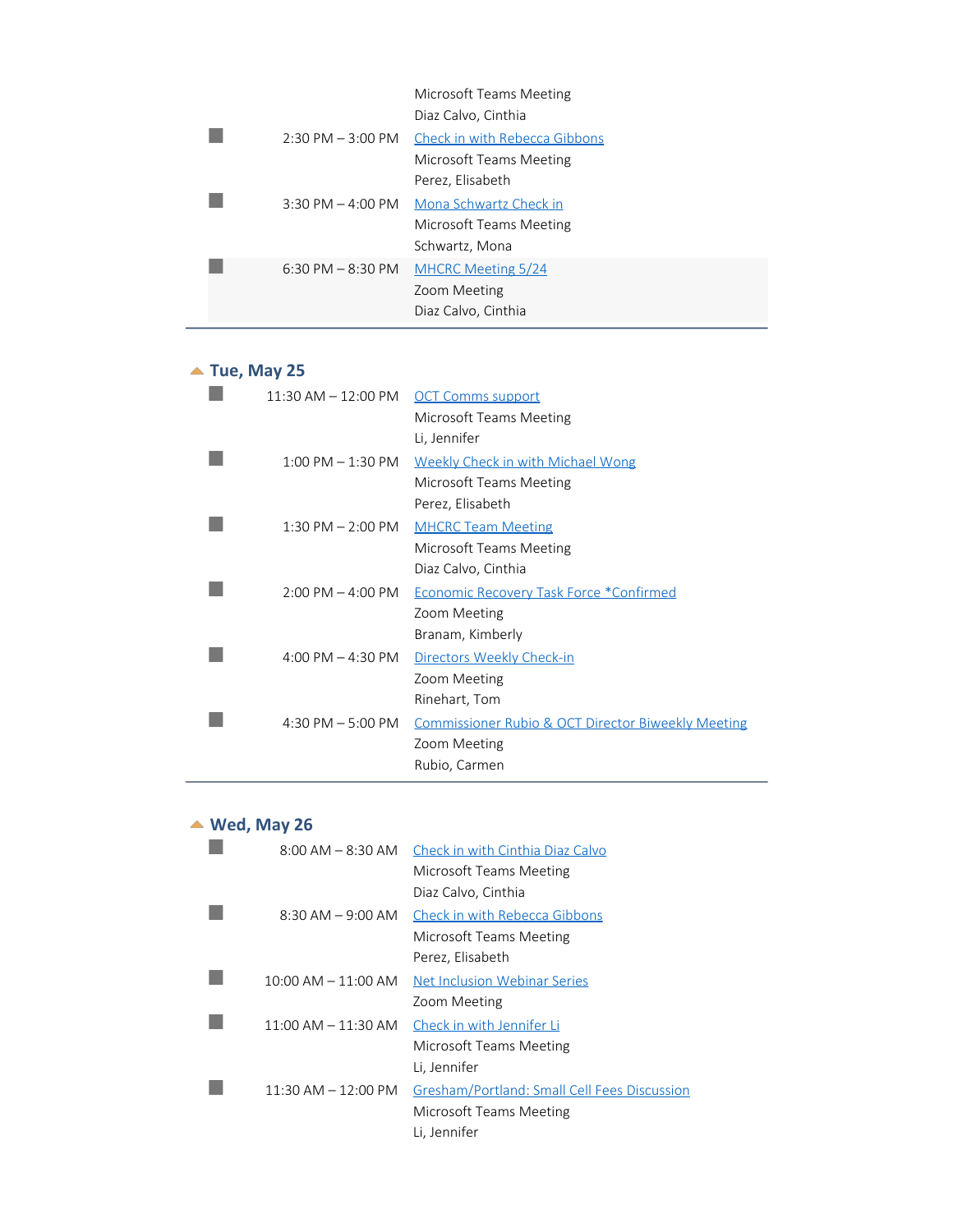| | | |
|---|---|---|
| | | Microsoft Teams Meeting<br>Diaz Calvo, Cinthia |
| ■ | 2:30 PM – 3:00 PM | Check in with Rebecca Gibbons<br>Microsoft Teams Meeting<br>Perez, Elisabeth |
| ■ | 3:30 PM – 4:00 PM | Mona Schwartz Check in<br>Microsoft Teams Meeting<br>Schwartz, Mona |
| ■ | 6:30 PM – 8:30 PM | MHCRC Meeting 5/24<br>Zoom Meeting<br>Diaz Calvo, Cinthia |

## Tue, May 25

| | | |
|---|---|---|
| ■ | 11:30 AM – 12:00 PM | OCT Comms support<br>Microsoft Teams Meeting<br>Li, Jennifer |
| ■ | 1:00 PM – 1:30 PM | Weekly Check in with Michael Wong<br>Microsoft Teams Meeting<br>Perez, Elisabeth |
| ■ | 1:30 PM – 2:00 PM | MHCRC Team Meeting<br>Microsoft Teams Meeting<br>Diaz Calvo, Cinthia |
| ■ | 2:00 PM – 4:00 PM | Economic Recovery Task Force *Confirmed<br>Zoom Meeting<br>Branam, Kimberly |
| ■ | 4:00 PM – 4:30 PM | Directors Weekly Check-in<br>Zoom Meeting<br>Rinehart, Tom |
| ■ | 4:30 PM – 5:00 PM | Commissioner Rubio & OCT Director Biweekly Meeting<br>Zoom Meeting<br>Rubio, Carmen |

## Wed, May 26

| | | |
|---|---|---|
| ■ | 8:00 AM – 8:30 AM | Check in with Cinthia Diaz Calvo<br>Microsoft Teams Meeting<br>Diaz Calvo, Cinthia |
| ■ | 8:30 AM – 9:00 AM | Check in with Rebecca Gibbons<br>Microsoft Teams Meeting<br>Perez, Elisabeth |
| ■ | 10:00 AM – 11:00 AM | Net Inclusion Webinar Series<br>Zoom Meeting |
| ■ | 11:00 AM – 11:30 AM | Check in with Jennifer Li<br>Microsoft Teams Meeting<br>Li, Jennifer |
| ■ | 11:30 AM – 12:00 PM | Gresham/Portland: Small Cell Fees Discussion<br>Microsoft Teams Meeting<br>Li, Jennifer |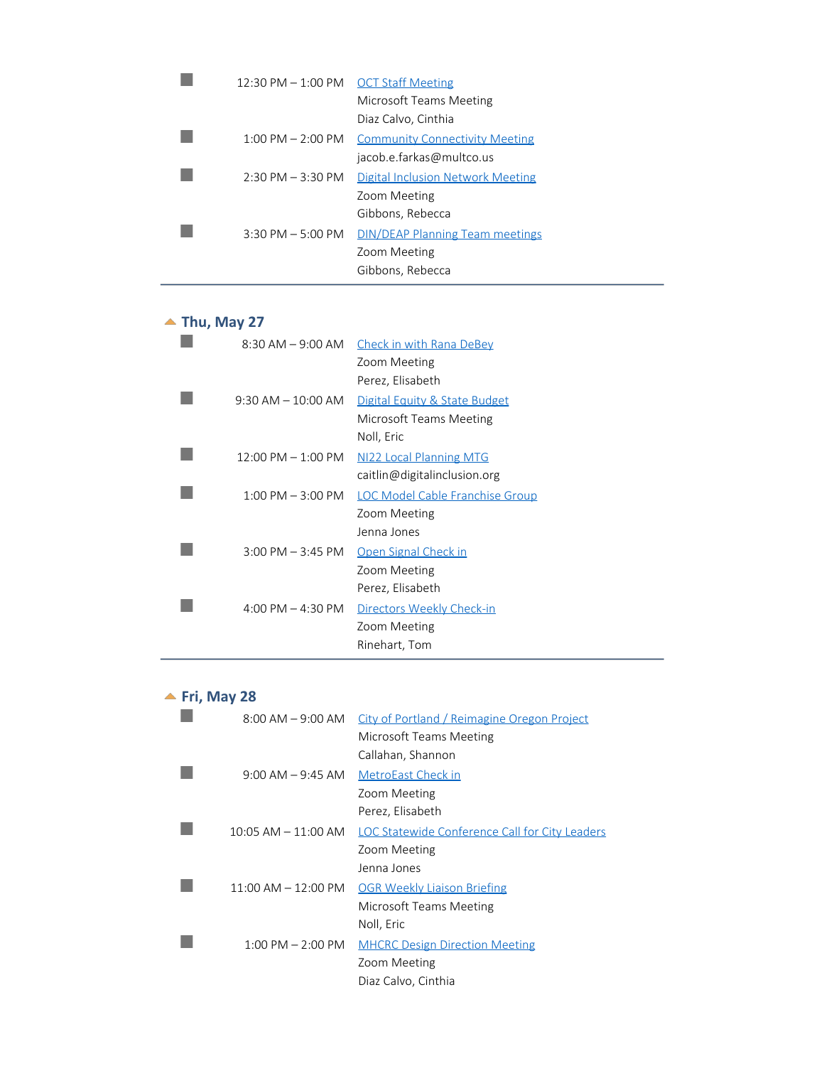- 12:30 PM – 1:00 PM — OCT Staff Meeting
  Microsoft Teams Meeting
  Diaz Calvo, Cinthia
- 1:00 PM – 2:00 PM — Community Connectivity Meeting
  jacob.e.farkas@multco.us
- 2:30 PM – 3:30 PM — Digital Inclusion Network Meeting
  Zoom Meeting
  Gibbons, Rebecca
- 3:30 PM – 5:00 PM — DIN/DEAP Planning Team meetings
  Zoom Meeting
  Gibbons, Rebecca

---

## Thu, May 27

- 8:30 AM – 9:00 AM — Check in with Rana DeBey
  Zoom Meeting
  Perez, Elisabeth
- 9:30 AM – 10:00 AM — Digital Equity & State Budget
  Microsoft Teams Meeting
  Noll, Eric
- 12:00 PM – 1:00 PM — NI22 Local Planning MTG
  caitlin@digitalinclusion.org
- 1:00 PM – 3:00 PM — LOC Model Cable Franchise Group
  Zoom Meeting
  Jenna Jones
- 3:00 PM – 3:45 PM — Open Signal Check in
  Zoom Meeting
  Perez, Elisabeth
- 4:00 PM – 4:30 PM — Directors Weekly Check-in
  Zoom Meeting
  Rinehart, Tom

---

## Fri, May 28

- 8:00 AM – 9:00 AM — City of Portland / Reimagine Oregon Project
  Microsoft Teams Meeting
  Callahan, Shannon
- 9:00 AM – 9:45 AM — MetroEast Check in
  Zoom Meeting
  Perez, Elisabeth
- 10:05 AM – 11:00 AM — LOC Statewide Conference Call for City Leaders
  Zoom Meeting
  Jenna Jones
- 11:00 AM – 12:00 PM — OGR Weekly Liaison Briefing
  Microsoft Teams Meeting
  Noll, Eric
- 1:00 PM – 2:00 PM — MHCRC Design Direction Meeting
  Zoom Meeting
  Diaz Calvo, Cinthia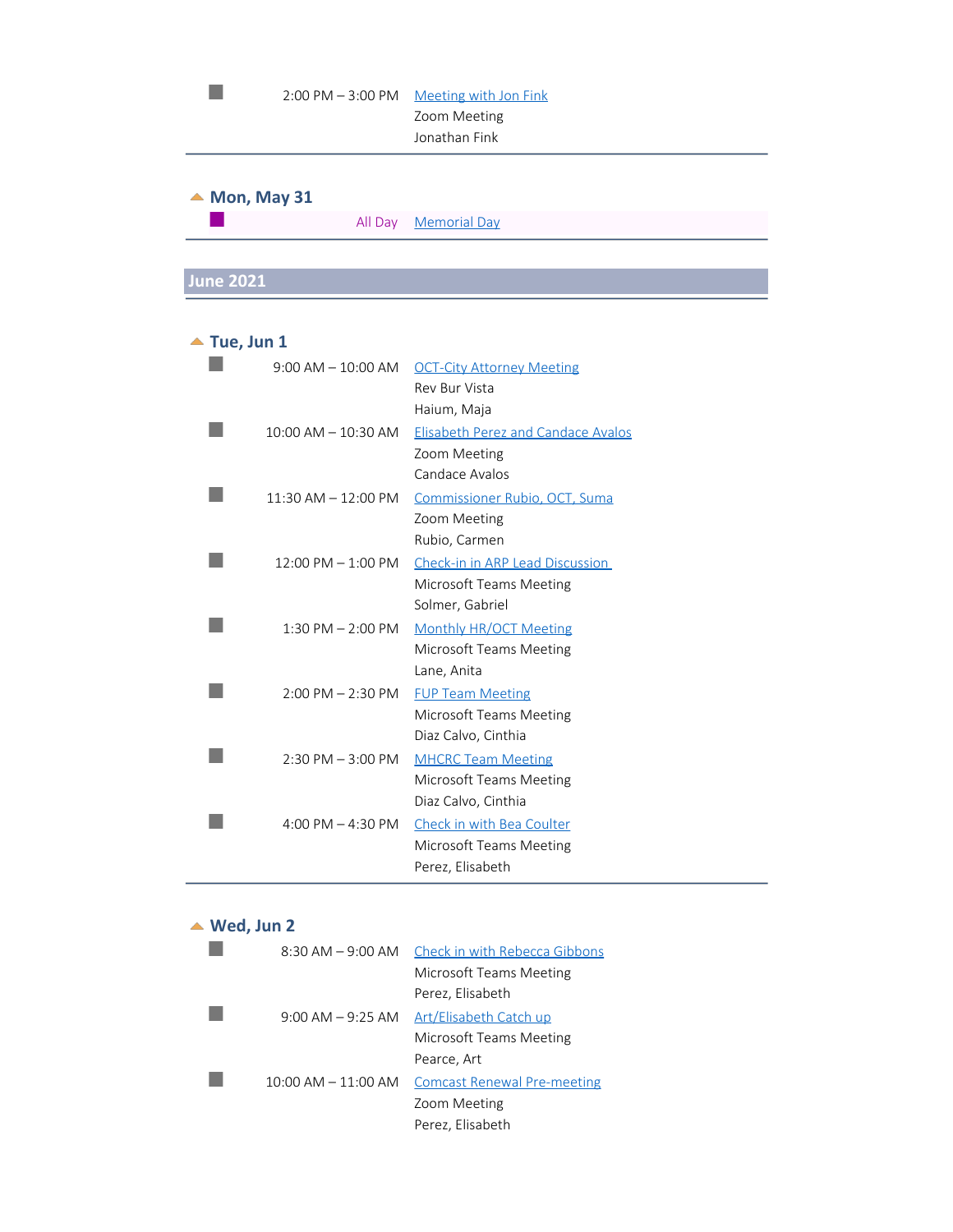| | | |
|---|---|---|
| | 2:00 PM – 3:00 PM | Meeting with Jon Fink<br>Zoom Meeting<br>Jonathan Fink |

### Mon, May 31

| | | |
|---|---|---|
| | All Day | Memorial Day |

## June 2021

### Tue, Jun 1

| | | |
|---|---|---|
| | 9:00 AM – 10:00 AM | OCT-City Attorney Meeting<br>Rev Bur Vista<br>Haium, Maja |
| | 10:00 AM – 10:30 AM | Elisabeth Perez and Candace Avalos<br>Zoom Meeting<br>Candace Avalos |
| | 11:30 AM – 12:00 PM | Commissioner Rubio, OCT, Suma<br>Zoom Meeting<br>Rubio, Carmen |
| | 12:00 PM – 1:00 PM | Check-in in ARP Lead Discussion<br>Microsoft Teams Meeting<br>Solmer, Gabriel |
| | 1:30 PM – 2:00 PM | Monthly HR/OCT Meeting<br>Microsoft Teams Meeting<br>Lane, Anita |
| | 2:00 PM – 2:30 PM | FUP Team Meeting<br>Microsoft Teams Meeting<br>Diaz Calvo, Cinthia |
| | 2:30 PM – 3:00 PM | MHCRC Team Meeting<br>Microsoft Teams Meeting<br>Diaz Calvo, Cinthia |
| | 4:00 PM – 4:30 PM | Check in with Bea Coulter<br>Microsoft Teams Meeting<br>Perez, Elisabeth |

### Wed, Jun 2

| | | |
|---|---|---|
| | 8:30 AM – 9:00 AM | Check in with Rebecca Gibbons<br>Microsoft Teams Meeting<br>Perez, Elisabeth |
| | 9:00 AM – 9:25 AM | Art/Elisabeth Catch up<br>Microsoft Teams Meeting<br>Pearce, Art |
| | 10:00 AM – 11:00 AM | Comcast Renewal Pre-meeting<br>Zoom Meeting<br>Perez, Elisabeth |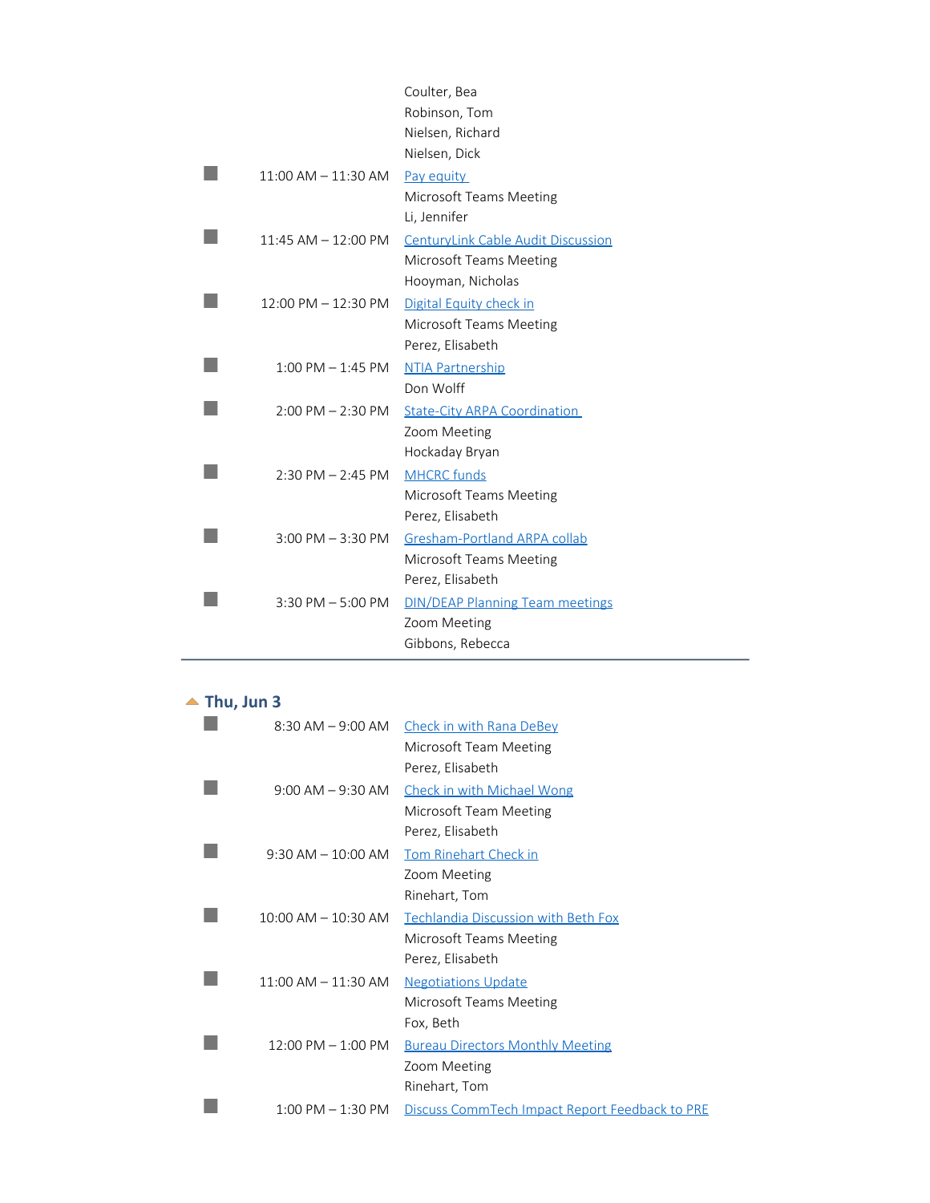Coulter, Bea
Robinson, Tom
Nielsen, Richard
Nielsen, Dick

| | | |
|---|---|---|
| ■ | 11:00 AM – 11:30 AM | Pay equity<br>Microsoft Teams Meeting<br>Li, Jennifer |
| ■ | 11:45 AM – 12:00 PM | CenturyLink Cable Audit Discussion<br>Microsoft Teams Meeting<br>Hooyman, Nicholas |
| ■ | 12:00 PM – 12:30 PM | Digital Equity check in<br>Microsoft Teams Meeting<br>Perez, Elisabeth |
| ■ | 1:00 PM – 1:45 PM | NTIA Partnership<br>Don Wolff |
| ■ | 2:00 PM – 2:30 PM | State-City ARPA Coordination<br>Zoom Meeting<br>Hockaday Bryan |
| ■ | 2:30 PM – 2:45 PM | MHCRC funds<br>Microsoft Teams Meeting<br>Perez, Elisabeth |
| ■ | 3:00 PM – 3:30 PM | Gresham-Portland ARPA collab<br>Microsoft Teams Meeting<br>Perez, Elisabeth |
| ■ | 3:30 PM – 5:00 PM | DIN/DEAP Planning Team meetings<br>Zoom Meeting<br>Gibbons, Rebecca |

## Thu, Jun 3

| | | |
|---|---|---|
| ■ | 8:30 AM – 9:00 AM | Check in with Rana DeBey<br>Microsoft Team Meeting<br>Perez, Elisabeth |
| ■ | 9:00 AM – 9:30 AM | Check in with Michael Wong<br>Microsoft Team Meeting<br>Perez, Elisabeth |
| ■ | 9:30 AM – 10:00 AM | Tom Rinehart Check in<br>Zoom Meeting<br>Rinehart, Tom |
| ■ | 10:00 AM – 10:30 AM | Techlandia Discussion with Beth Fox<br>Microsoft Teams Meeting<br>Perez, Elisabeth |
| ■ | 11:00 AM – 11:30 AM | Negotiations Update<br>Microsoft Teams Meeting<br>Fox, Beth |
| ■ | 12:00 PM – 1:00 PM | Bureau Directors Monthly Meeting<br>Zoom Meeting<br>Rinehart, Tom |
| ■ | 1:00 PM – 1:30 PM | Discuss CommTech Impact Report Feedback to PRE |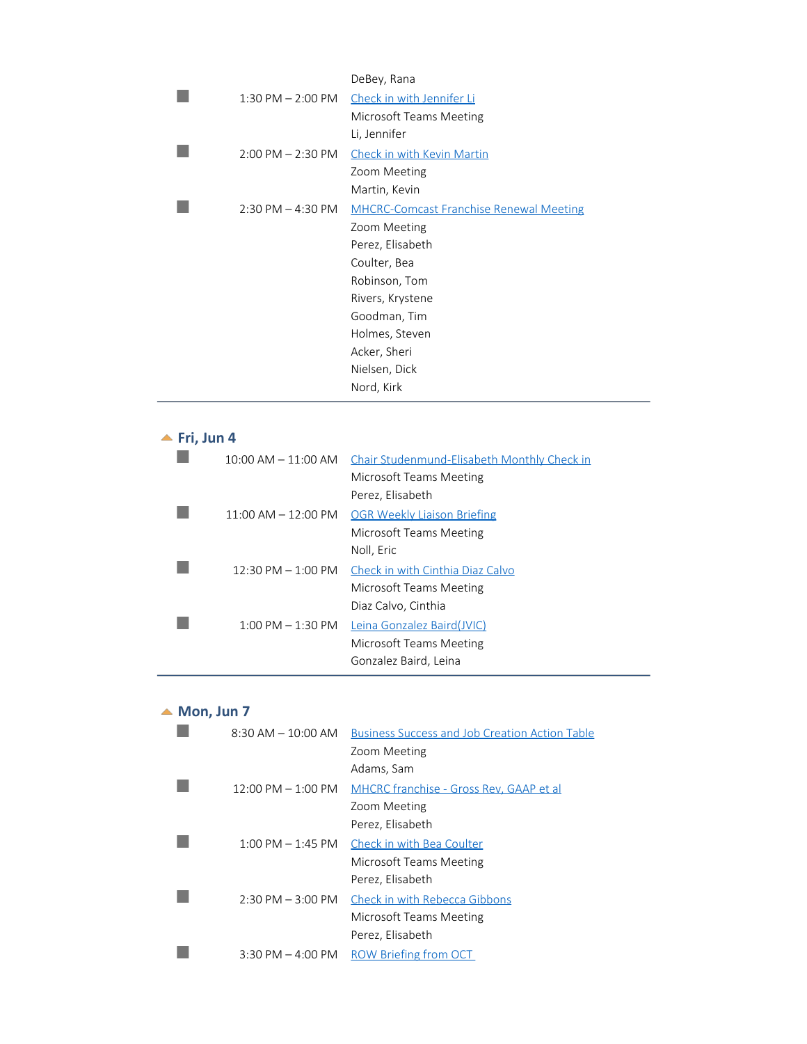DeBey, Rana

| | |
|---|---|
| 1:30 PM – 2:00 PM | Check in with Jennifer Li<br>Microsoft Teams Meeting<br>Li, Jennifer |
| 2:00 PM – 2:30 PM | Check in with Kevin Martin<br>Zoom Meeting<br>Martin, Kevin |
| 2:30 PM – 4:30 PM | MHCRC-Comcast Franchise Renewal Meeting<br>Zoom Meeting<br>Perez, Elisabeth<br>Coulter, Bea<br>Robinson, Tom<br>Rivers, Krystene<br>Goodman, Tim<br>Holmes, Steven<br>Acker, Sheri<br>Nielsen, Dick<br>Nord, Kirk |

## Fri, Jun 4

| | |
|---|---|
| 10:00 AM – 11:00 AM | Chair Studenmund-Elisabeth Monthly Check in<br>Microsoft Teams Meeting<br>Perez, Elisabeth |
| 11:00 AM – 12:00 PM | OGR Weekly Liaison Briefing<br>Microsoft Teams Meeting<br>Noll, Eric |
| 12:30 PM – 1:00 PM | Check in with Cinthia Diaz Calvo<br>Microsoft Teams Meeting<br>Diaz Calvo, Cinthia |
| 1:00 PM – 1:30 PM | Leina Gonzalez Baird(JVIC)<br>Microsoft Teams Meeting<br>Gonzalez Baird, Leina |

## Mon, Jun 7

| | |
|---|---|
| 8:30 AM – 10:00 AM | Business Success and Job Creation Action Table<br>Zoom Meeting<br>Adams, Sam |
| 12:00 PM – 1:00 PM | MHCRC franchise - Gross Rev, GAAP et al<br>Zoom Meeting<br>Perez, Elisabeth |
| 1:00 PM – 1:45 PM | Check in with Bea Coulter<br>Microsoft Teams Meeting<br>Perez, Elisabeth |
| 2:30 PM – 3:00 PM | Check in with Rebecca Gibbons<br>Microsoft Teams Meeting<br>Perez, Elisabeth |
| 3:30 PM – 4:00 PM | ROW Briefing from OCT |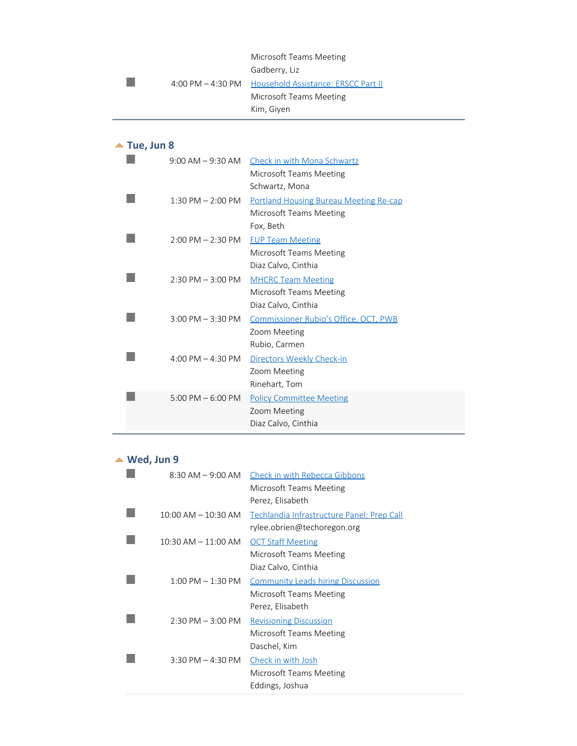| | | |
|---|---|---|
| | | Microsoft Teams Meeting<br>Gadberry, Liz |
| ■ | 4:00 PM – 4:30 PM | Household Assistance: ERSCC Part II<br>Microsoft Teams Meeting<br>Kim, Giyen |

## Tue, Jun 8

| | | |
|---|---|---|
| ■ | 9:00 AM – 9:30 AM | Check in with Mona Schwartz<br>Microsoft Teams Meeting<br>Schwartz, Mona |
| ■ | 1:30 PM – 2:00 PM | Portland Housing Bureau Meeting Re-cap<br>Microsoft Teams Meeting<br>Fox, Beth |
| ■ | 2:00 PM – 2:30 PM | FUP Team Meeting<br>Microsoft Teams Meeting<br>Diaz Calvo, Cinthia |
| ■ | 2:30 PM – 3:00 PM | MHCRC Team Meeting<br>Microsoft Teams Meeting<br>Diaz Calvo, Cinthia |
| ■ | 3:00 PM – 3:30 PM | Commissioner Rubio's Office, OCT, PWB<br>Zoom Meeting<br>Rubio, Carmen |
| ■ | 4:00 PM – 4:30 PM | Directors Weekly Check-in<br>Zoom Meeting<br>Rinehart, Tom |
| ■ | 5:00 PM – 6:00 PM | Policy Committee Meeting<br>Zoom Meeting<br>Diaz Calvo, Cinthia |

## Wed, Jun 9

| | | |
|---|---|---|
| ■ | 8:30 AM – 9:00 AM | Check in with Rebecca Gibbons<br>Microsoft Teams Meeting<br>Perez, Elisabeth |
| ■ | 10:00 AM – 10:30 AM | Techlandia Infrastructure Panel: Prep Call<br>rylee.obrien@techoregon.org |
| ■ | 10:30 AM – 11:00 AM | OCT Staff Meeting<br>Microsoft Teams Meeting<br>Diaz Calvo, Cinthia |
| ■ | 1:00 PM – 1:30 PM | Community Leads hiring Discussion<br>Microsoft Teams Meeting<br>Perez, Elisabeth |
| ■ | 2:30 PM – 3:00 PM | Revisioning Discussion<br>Microsoft Teams Meeting<br>Daschel, Kim |
| ■ | 3:30 PM – 4:30 PM | Check in with Josh<br>Microsoft Teams Meeting<br>Eddings, Joshua |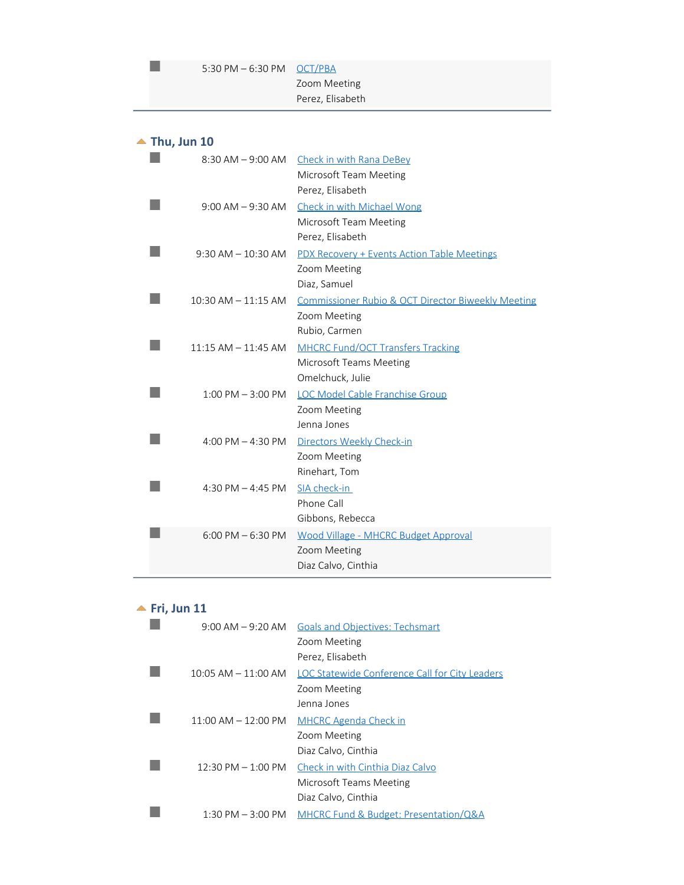| | | |
|---|---|---|
| ■ | 5:30 PM – 6:30 PM | OCT/PBA<br>Zoom Meeting<br>Perez, Elisabeth |

## Thu, Jun 10

| | | |
|---|---|---|
| ■ | 8:30 AM – 9:00 AM | Check in with Rana DeBey<br>Microsoft Team Meeting<br>Perez, Elisabeth |
| ■ | 9:00 AM – 9:30 AM | Check in with Michael Wong<br>Microsoft Team Meeting<br>Perez, Elisabeth |
| ■ | 9:30 AM – 10:30 AM | PDX Recovery + Events Action Table Meetings<br>Zoom Meeting<br>Diaz, Samuel |
| ■ | 10:30 AM – 11:15 AM | Commissioner Rubio & OCT Director Biweekly Meeting<br>Zoom Meeting<br>Rubio, Carmen |
| ■ | 11:15 AM – 11:45 AM | MHCRC Fund/OCT Transfers Tracking<br>Microsoft Teams Meeting<br>Omelchuck, Julie |
| ■ | 1:00 PM – 3:00 PM | LOC Model Cable Franchise Group<br>Zoom Meeting<br>Jenna Jones |
| ■ | 4:00 PM – 4:30 PM | Directors Weekly Check-in<br>Zoom Meeting<br>Rinehart, Tom |
| ■ | 4:30 PM – 4:45 PM | SIA check-in<br>Phone Call<br>Gibbons, Rebecca |
| ■ | 6:00 PM – 6:30 PM | Wood Village - MHCRC Budget Approval<br>Zoom Meeting<br>Diaz Calvo, Cinthia |

## Fri, Jun 11

| | | |
|---|---|---|
| ■ | 9:00 AM – 9:20 AM | Goals and Objectives: Techsmart<br>Zoom Meeting<br>Perez, Elisabeth |
| ■ | 10:05 AM – 11:00 AM | LOC Statewide Conference Call for City Leaders<br>Zoom Meeting<br>Jenna Jones |
| ■ | 11:00 AM – 12:00 PM | MHCRC Agenda Check in<br>Zoom Meeting<br>Diaz Calvo, Cinthia |
| ■ | 12:30 PM – 1:00 PM | Check in with Cinthia Diaz Calvo<br>Microsoft Teams Meeting<br>Diaz Calvo, Cinthia |
| ■ | 1:30 PM – 3:00 PM | MHCRC Fund & Budget: Presentation/Q&A |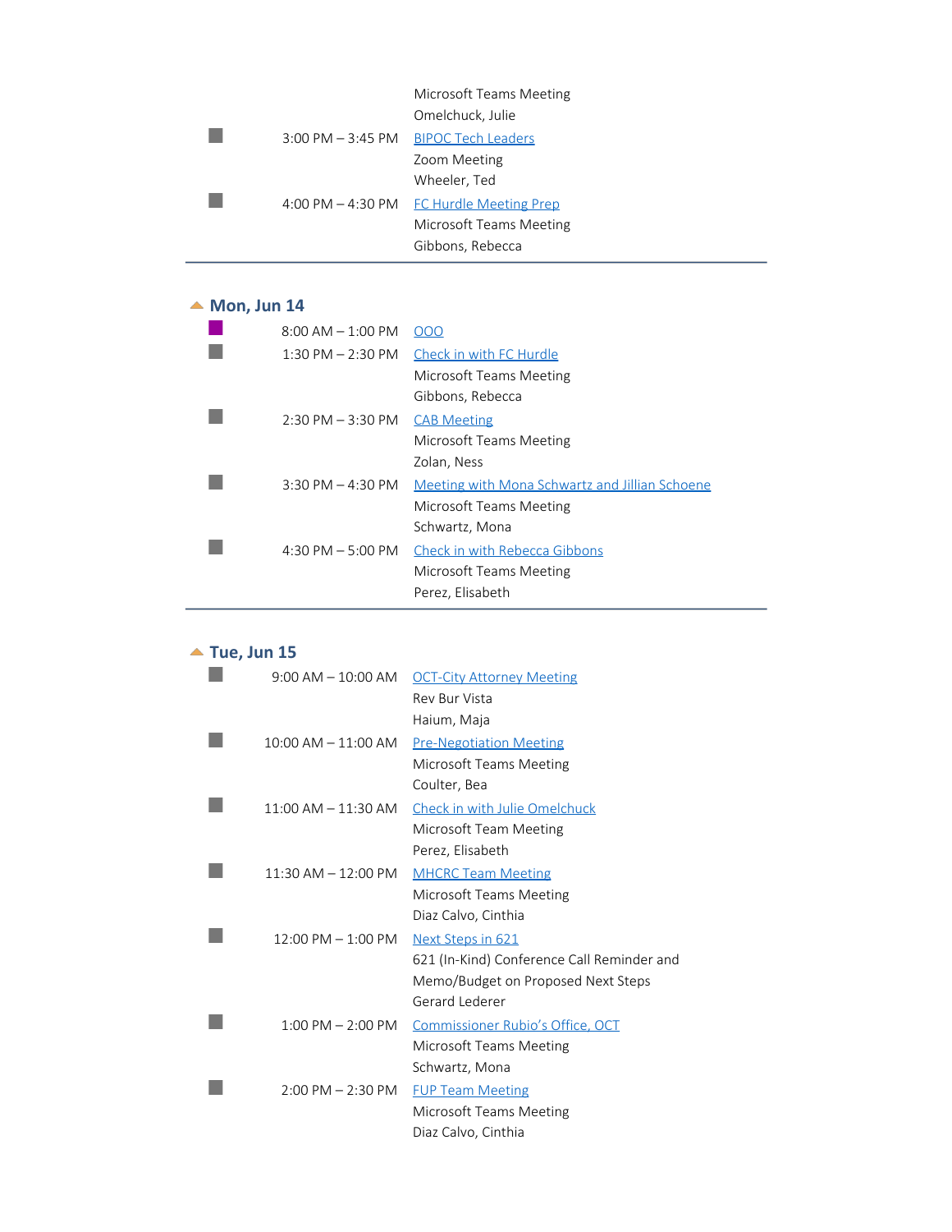Microsoft Teams Meeting
Omelchuck, Julie

| | | |
|---|---|---|
| ■ | 3:00 PM – 3:45 PM | BIPOC Tech Leaders<br>Zoom Meeting<br>Wheeler, Ted |
| ■ | 4:00 PM – 4:30 PM | FC Hurdle Meeting Prep<br>Microsoft Teams Meeting<br>Gibbons, Rebecca |

---

## Mon, Jun 14

| | | |
|---|---|---|
| ■ | 8:00 AM – 1:00 PM | OOO |
| ■ | 1:30 PM – 2:30 PM | Check in with FC Hurdle<br>Microsoft Teams Meeting<br>Gibbons, Rebecca |
| ■ | 2:30 PM – 3:30 PM | CAB Meeting<br>Microsoft Teams Meeting<br>Zolan, Ness |
| ■ | 3:30 PM – 4:30 PM | Meeting with Mona Schwartz and Jillian Schoene<br>Microsoft Teams Meeting<br>Schwartz, Mona |
| ■ | 4:30 PM – 5:00 PM | Check in with Rebecca Gibbons<br>Microsoft Teams Meeting<br>Perez, Elisabeth |

---

## Tue, Jun 15

| | | |
|---|---|---|
| ■ | 9:00 AM – 10:00 AM | OCT-City Attorney Meeting<br>Rev Bur Vista<br>Haium, Maja |
| ■ | 10:00 AM – 11:00 AM | Pre-Negotiation Meeting<br>Microsoft Teams Meeting<br>Coulter, Bea |
| ■ | 11:00 AM – 11:30 AM | Check in with Julie Omelchuck<br>Microsoft Team Meeting<br>Perez, Elisabeth |
| ■ | 11:30 AM – 12:00 PM | MHCRC Team Meeting<br>Microsoft Teams Meeting<br>Diaz Calvo, Cinthia |
| ■ | 12:00 PM – 1:00 PM | Next Steps in 621<br>621 (In-Kind) Conference Call Reminder and Memo/Budget on Proposed Next Steps<br>Gerard Lederer |
| ■ | 1:00 PM – 2:00 PM | Commissioner Rubio's Office, OCT<br>Microsoft Teams Meeting<br>Schwartz, Mona |
| ■ | 2:00 PM – 2:30 PM | FUP Team Meeting<br>Microsoft Teams Meeting<br>Diaz Calvo, Cinthia |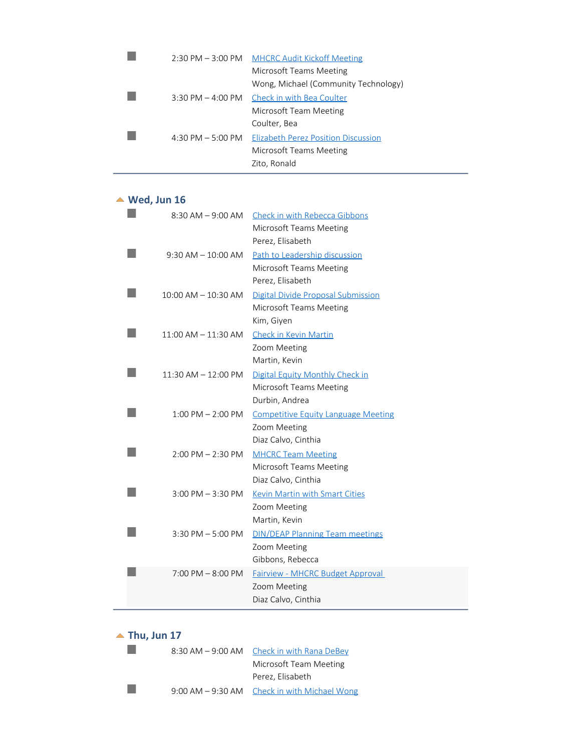| | Time | Event |
|---|---|---|
| ■ | 2:30 PM – 3:00 PM | MHCRC Audit Kickoff Meeting<br>Microsoft Teams Meeting<br>Wong, Michael (Community Technology) |
| ■ | 3:30 PM – 4:00 PM | Check in with Bea Coulter<br>Microsoft Team Meeting<br>Coulter, Bea |
| ■ | 4:30 PM – 5:00 PM | Elizabeth Perez Position Discussion<br>Microsoft Teams Meeting<br>Zito, Ronald |

## Wed, Jun 16

| | Time | Event |
|---|---|---|
| ■ | 8:30 AM – 9:00 AM | Check in with Rebecca Gibbons<br>Microsoft Teams Meeting<br>Perez, Elisabeth |
| ■ | 9:30 AM – 10:00 AM | Path to Leadership discussion<br>Microsoft Teams Meeting<br>Perez, Elisabeth |
| ■ | 10:00 AM – 10:30 AM | Digital Divide Proposal Submission<br>Microsoft Teams Meeting<br>Kim, Giyen |
| ■ | 11:00 AM – 11:30 AM | Check in Kevin Martin<br>Zoom Meeting<br>Martin, Kevin |
| ■ | 11:30 AM – 12:00 PM | Digital Equity Monthly Check in<br>Microsoft Teams Meeting<br>Durbin, Andrea |
| ■ | 1:00 PM – 2:00 PM | Competitive Equity Language Meeting<br>Zoom Meeting<br>Diaz Calvo, Cinthia |
| ■ | 2:00 PM – 2:30 PM | MHCRC Team Meeting<br>Microsoft Teams Meeting<br>Diaz Calvo, Cinthia |
| ■ | 3:00 PM – 3:30 PM | Kevin Martin with Smart Cities<br>Zoom Meeting<br>Martin, Kevin |
| ■ | 3:30 PM – 5:00 PM | DIN/DEAP Planning Team meetings<br>Zoom Meeting<br>Gibbons, Rebecca |
| ■ | 7:00 PM – 8:00 PM | Fairview - MHCRC Budget Approval<br>Zoom Meeting<br>Diaz Calvo, Cinthia |

## Thu, Jun 17

| | Time | Event |
|---|---|---|
| ■ | 8:30 AM – 9:00 AM | Check in with Rana DeBey<br>Microsoft Team Meeting<br>Perez, Elisabeth |
| ■ | 9:00 AM – 9:30 AM | Check in with Michael Wong |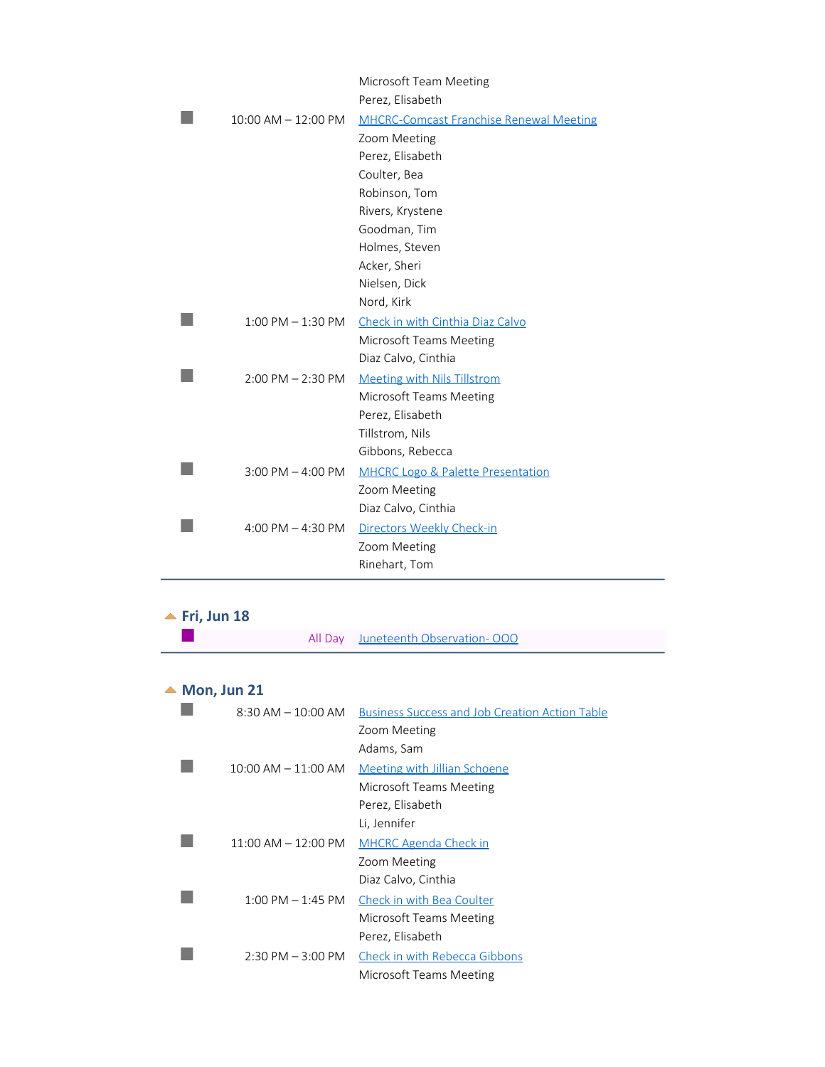Microsoft Team Meeting
Perez, Elisabeth

10:00 AM – 12:00 PM [MHCRC-Comcast Franchise Renewal Meeting]
Zoom Meeting
Perez, Elisabeth
Coulter, Bea
Robinson, Tom
Rivers, Krystene
Goodman, Tim
Holmes, Steven
Acker, Sheri
Nielsen, Dick
Nord, Kirk

1:00 PM – 1:30 PM [Check in with Cinthia Diaz Calvo]
Microsoft Teams Meeting
Diaz Calvo, Cinthia

2:00 PM – 2:30 PM [Meeting with Nils Tillstrom]
Microsoft Teams Meeting
Perez, Elisabeth
Tillstrom, Nils
Gibbons, Rebecca

3:00 PM – 4:00 PM [MHCRC Logo & Palette Presentation]
Zoom Meeting
Diaz Calvo, Cinthia

4:00 PM – 4:30 PM [Directors Weekly Check-in]
Zoom Meeting
Rinehart, Tom

## Fri, Jun 18

All Day [Juneteenth Observation- OOO]

## Mon, Jun 21

8:30 AM – 10:00 AM [Business Success and Job Creation Action Table]
Zoom Meeting
Adams, Sam

10:00 AM – 11:00 AM [Meeting with Jillian Schoene]
Microsoft Teams Meeting
Perez, Elisabeth
Li, Jennifer

11:00 AM – 12:00 PM [MHCRC Agenda Check in]
Zoom Meeting
Diaz Calvo, Cinthia

1:00 PM – 1:45 PM [Check in with Bea Coulter]
Microsoft Teams Meeting
Perez, Elisabeth

2:30 PM – 3:00 PM [Check in with Rebecca Gibbons]
Microsoft Teams Meeting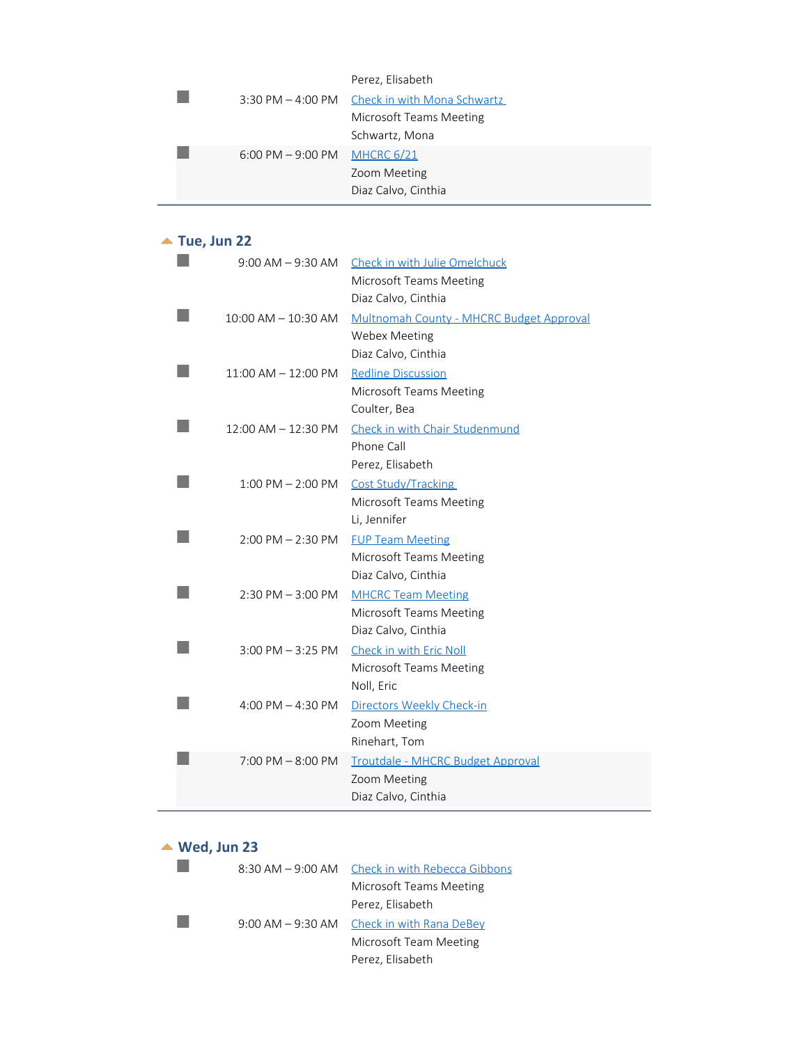| | | |
|---|---|---|
| | | Perez, Elisabeth |
| ■ | 3:30 PM – 4:00 PM | Check in with Mona Schwartz<br>Microsoft Teams Meeting<br>Schwartz, Mona |
| ■ | 6:00 PM – 9:00 PM | MHCRC 6/21<br>Zoom Meeting<br>Diaz Calvo, Cinthia |

## Tue, Jun 22

| | | |
|---|---|---|
| ■ | 9:00 AM – 9:30 AM | Check in with Julie Omelchuck<br>Microsoft Teams Meeting<br>Diaz Calvo, Cinthia |
| ■ | 10:00 AM – 10:30 AM | Multnomah County - MHCRC Budget Approval<br>Webex Meeting<br>Diaz Calvo, Cinthia |
| ■ | 11:00 AM – 12:00 PM | Redline Discussion<br>Microsoft Teams Meeting<br>Coulter, Bea |
| ■ | 12:00 AM – 12:30 PM | Check in with Chair Studenmund<br>Phone Call<br>Perez, Elisabeth |
| ■ | 1:00 PM – 2:00 PM | Cost Study/Tracking<br>Microsoft Teams Meeting<br>Li, Jennifer |
| ■ | 2:00 PM – 2:30 PM | FUP Team Meeting<br>Microsoft Teams Meeting<br>Diaz Calvo, Cinthia |
| ■ | 2:30 PM – 3:00 PM | MHCRC Team Meeting<br>Microsoft Teams Meeting<br>Diaz Calvo, Cinthia |
| ■ | 3:00 PM – 3:25 PM | Check in with Eric Noll<br>Microsoft Teams Meeting<br>Noll, Eric |
| ■ | 4:00 PM – 4:30 PM | Directors Weekly Check-in<br>Zoom Meeting<br>Rinehart, Tom |
| ■ | 7:00 PM – 8:00 PM | Troutdale - MHCRC Budget Approval<br>Zoom Meeting<br>Diaz Calvo, Cinthia |

## Wed, Jun 23

| | | |
|---|---|---|
| ■ | 8:30 AM – 9:00 AM | Check in with Rebecca Gibbons<br>Microsoft Teams Meeting<br>Perez, Elisabeth |
| ■ | 9:00 AM – 9:30 AM | Check in with Rana DeBey<br>Microsoft Team Meeting<br>Perez, Elisabeth |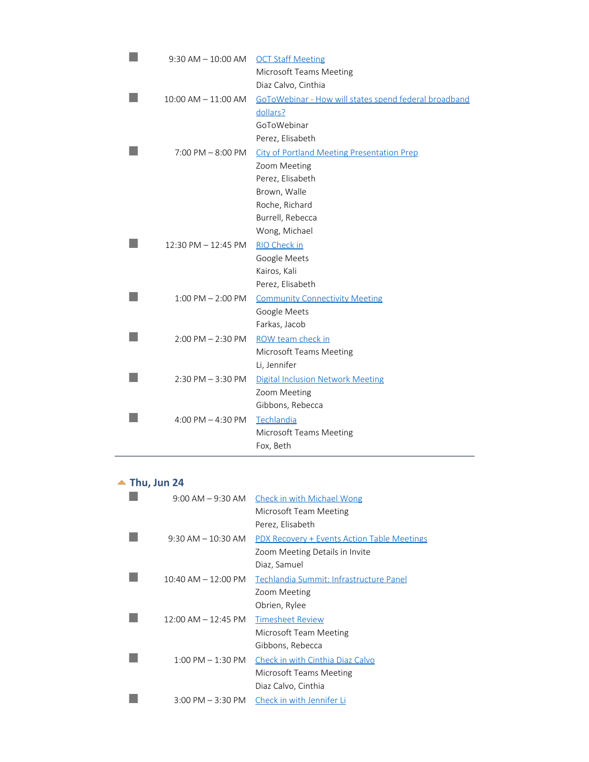| Time | Event |
| --- | --- |
| 9:30 AM – 10:00 AM | OCT Staff Meeting<br>Microsoft Teams Meeting<br>Diaz Calvo, Cinthia |
| 10:00 AM – 11:00 AM | GoToWebinar - How will states spend federal broadband dollars?<br>GoToWebinar<br>Perez, Elisabeth |
| 7:00 PM – 8:00 PM | City of Portland Meeting Presentation Prep<br>Zoom Meeting<br>Perez, Elisabeth<br>Brown, Walle<br>Roche, Richard<br>Burrell, Rebecca<br>Wong, Michael |
| 12:30 PM – 12:45 PM | RIO Check in<br>Google Meets<br>Kairos, Kali<br>Perez, Elisabeth |
| 1:00 PM – 2:00 PM | Community Connectivity Meeting<br>Google Meets<br>Farkas, Jacob |
| 2:00 PM – 2:30 PM | ROW team check in<br>Microsoft Teams Meeting<br>Li, Jennifer |
| 2:30 PM – 3:30 PM | Digital Inclusion Network Meeting<br>Zoom Meeting<br>Gibbons, Rebecca |
| 4:00 PM – 4:30 PM | Techlandia<br>Microsoft Teams Meeting<br>Fox, Beth |

## Thu, Jun 24

| Time | Event |
| --- | --- |
| 9:00 AM – 9:30 AM | Check in with Michael Wong<br>Microsoft Team Meeting<br>Perez, Elisabeth |
| 9:30 AM – 10:30 AM | PDX Recovery + Events Action Table Meetings<br>Zoom Meeting Details in Invite<br>Diaz, Samuel |
| 10:40 AM – 12:00 PM | Techlandia Summit: Infrastructure Panel<br>Zoom Meeting<br>Obrien, Rylee |
| 12:00 AM – 12:45 PM | Timesheet Review<br>Microsoft Team Meeting<br>Gibbons, Rebecca |
| 1:00 PM – 1:30 PM | Check in with Cinthia Diaz Calvo<br>Microsoft Teams Meeting<br>Diaz Calvo, Cinthia |
| 3:00 PM – 3:30 PM | Check in with Jennifer Li |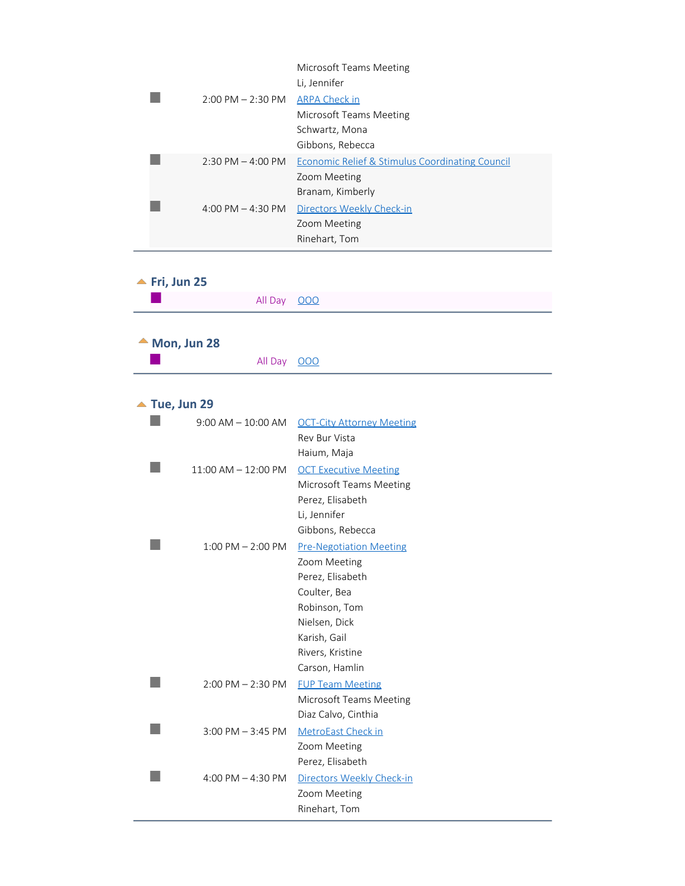| | | |
|---|---|---|
| | | Microsoft Teams Meeting<br>Li, Jennifer |
| ■ | 2:00 PM – 2:30 PM | ARPA Check in<br>Microsoft Teams Meeting<br>Schwartz, Mona<br>Gibbons, Rebecca |
| ■ | 2:30 PM – 4:00 PM | Economic Relief & Stimulus Coordinating Council<br>Zoom Meeting<br>Branam, Kimberly |
| ■ | 4:00 PM – 4:30 PM | Directors Weekly Check-in<br>Zoom Meeting<br>Rinehart, Tom |

## Fri, Jun 25

| | | |
|---|---|---|
| ■ | All Day | OOO |

## Mon, Jun 28

| | | |
|---|---|---|
| ■ | All Day | OOO |

## Tue, Jun 29

| | | |
|---|---|---|
| ■ | 9:00 AM – 10:00 AM | OCT-City Attorney Meeting<br>Rev Bur Vista<br>Haium, Maja |
| ■ | 11:00 AM – 12:00 PM | OCT Executive Meeting<br>Microsoft Teams Meeting<br>Perez, Elisabeth<br>Li, Jennifer<br>Gibbons, Rebecca |
| ■ | 1:00 PM – 2:00 PM | Pre-Negotiation Meeting<br>Zoom Meeting<br>Perez, Elisabeth<br>Coulter, Bea<br>Robinson, Tom<br>Nielsen, Dick<br>Karish, Gail<br>Rivers, Kristine<br>Carson, Hamlin |
| ■ | 2:00 PM – 2:30 PM | FUP Team Meeting<br>Microsoft Teams Meeting<br>Diaz Calvo, Cinthia |
| ■ | 3:00 PM – 3:45 PM | MetroEast Check in<br>Zoom Meeting<br>Perez, Elisabeth |
| ■ | 4:00 PM – 4:30 PM | Directors Weekly Check-in<br>Zoom Meeting<br>Rinehart, Tom |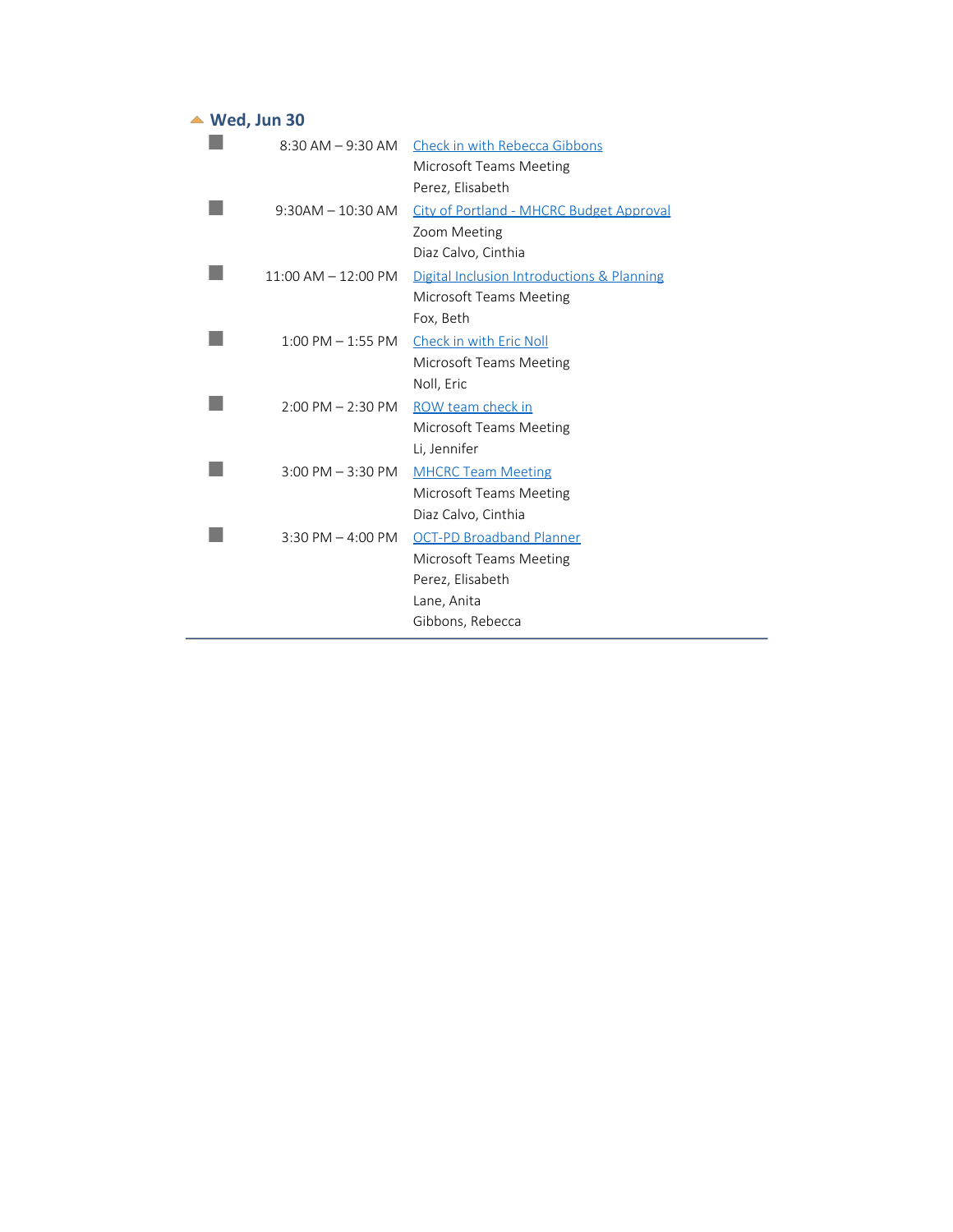## Wed, Jun 30

| | | |
|---|---|---|
| 8:30 AM – 9:30 AM | Check in with Rebecca Gibbons<br>Microsoft Teams Meeting<br>Perez, Elisabeth | |
| 9:30AM – 10:30 AM | City of Portland - MHCRC Budget Approval<br>Zoom Meeting<br>Diaz Calvo, Cinthia | |
| 11:00 AM – 12:00 PM | Digital Inclusion Introductions & Planning<br>Microsoft Teams Meeting<br>Fox, Beth | |
| 1:00 PM – 1:55 PM | Check in with Eric Noll<br>Microsoft Teams Meeting<br>Noll, Eric | |
| 2:00 PM – 2:30 PM | ROW team check in<br>Microsoft Teams Meeting<br>Li, Jennifer | |
| 3:00 PM – 3:30 PM | MHCRC Team Meeting<br>Microsoft Teams Meeting<br>Diaz Calvo, Cinthia | |
| 3:30 PM – 4:00 PM | OCT-PD Broadband Planner<br>Microsoft Teams Meeting<br>Perez, Elisabeth<br>Lane, Anita<br>Gibbons, Rebecca | |